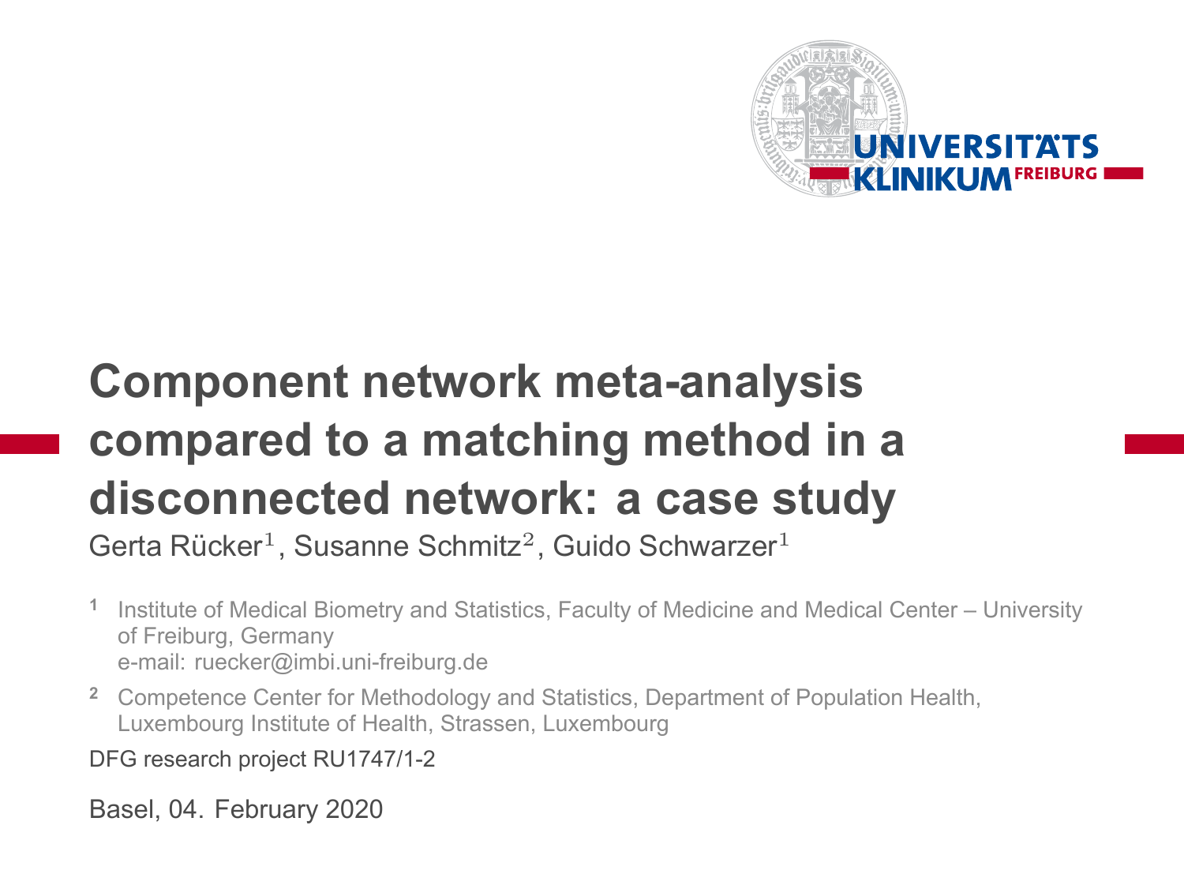# Component network meta-analysis compared to a matching method in a disconnected network: a case study

Gerta Rücker[1], Susanne Schmitz[2], Guido Schwarzer[1]

[1] Institute of Medical Biometry and Statistics, Faculty of Medicine and Medical Center – University of Freiburg, Germany
e-mail: ruecker@imbi.uni-freiburg.de

[2] Competence Center for Methodology and Statistics, Department of Population Health, Luxembourg Institute of Health, Strassen, Luxembourg

DFG research project RU1747/1-2

Basel, 04. February 2020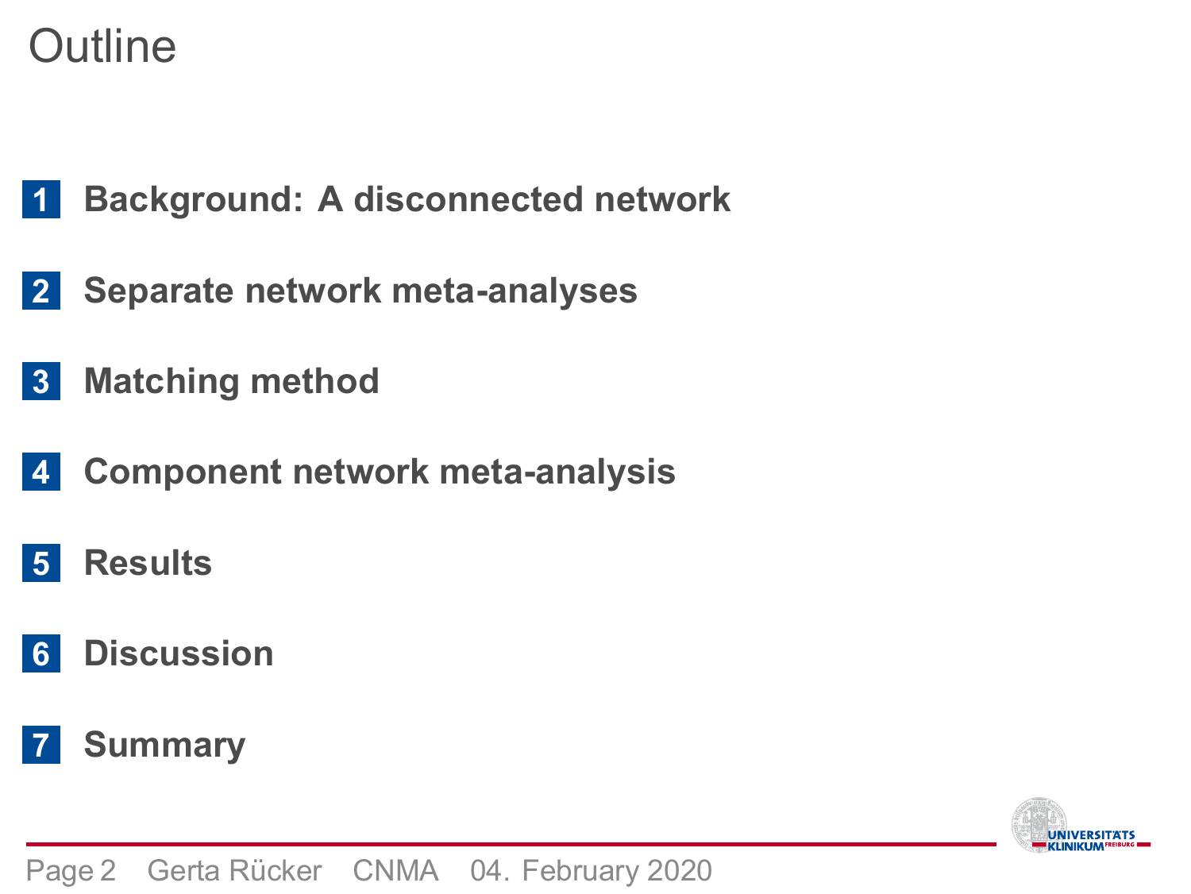# Outline

1. **Background: A disconnected network**
2. **Separate network meta-analyses**
3. **Matching method**
4. **Component network meta-analysis**
5. **Results**
6. **Discussion**
7. **Summary**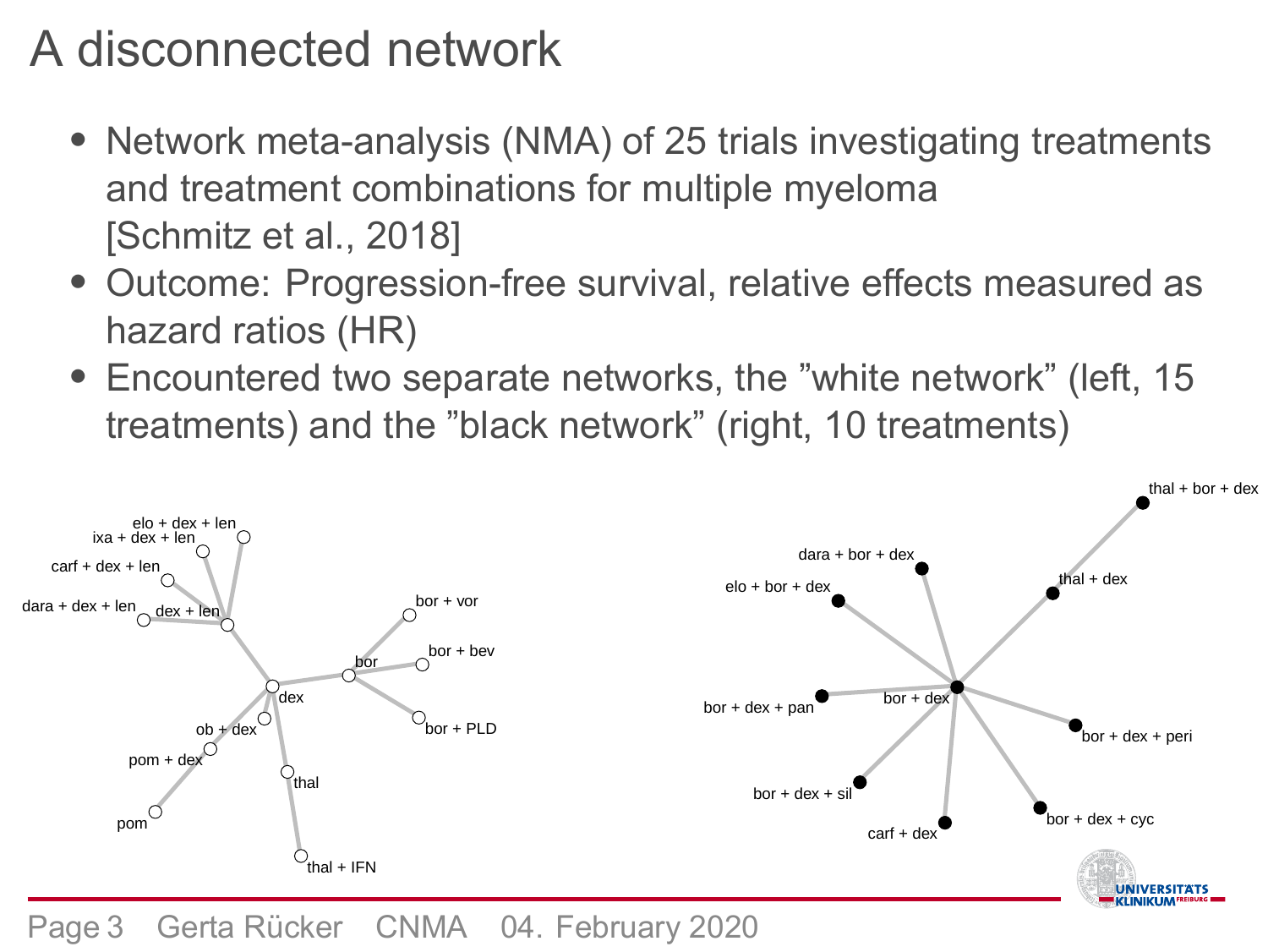# A disconnected network

- Network meta-analysis (NMA) of 25 trials investigating treatments and treatment combinations for multiple myeloma [Schmitz et al., 2018]
- Outcome: Progression-free survival, relative effects measured as hazard ratios (HR)
- Encountered two separate networks, the "white network" (left, 15 treatments) and the "black network" (right, 10 treatments)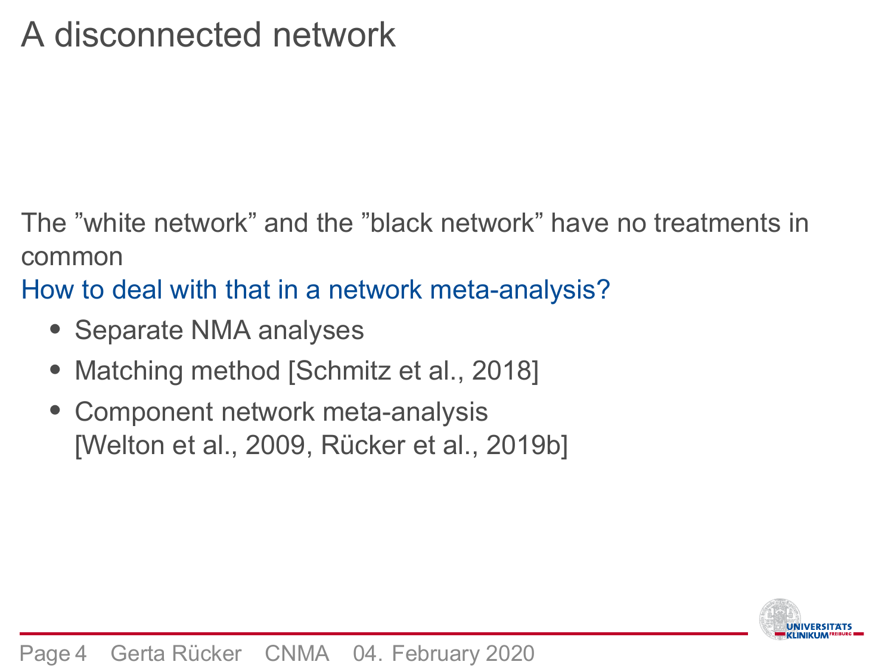# A disconnected network

The ”white network” and the ”black network” have no treatments in common

How to deal with that in a network meta-analysis?

- Separate NMA analyses
- Matching method [Schmitz et al., 2018]
- Component network meta-analysis [Welton et al., 2009, Rücker et al., 2019b]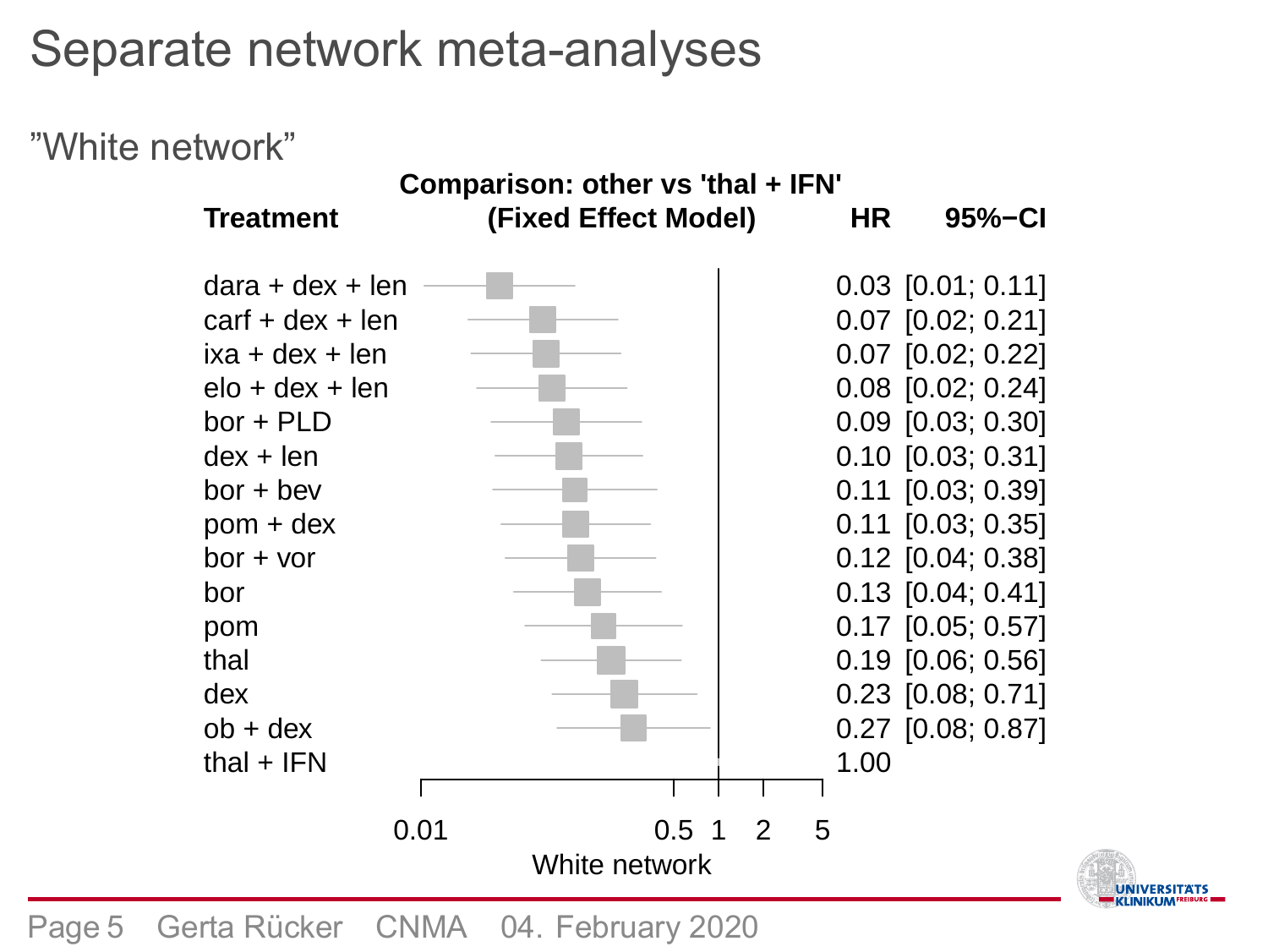# Separate network meta-analyses

"White network"

**Comparison: other vs 'thal + IFN'**
**(Fixed Effect Model)**

| Treatment | HR | 95%-CI |
|---|---|---|
| dara + dex + len | 0.03 | [0.01; 0.11] |
| carf + dex + len | 0.07 | [0.02; 0.21] |
| ixa + dex + len | 0.07 | [0.02; 0.22] |
| elo + dex + len | 0.08 | [0.02; 0.24] |
| bor + PLD | 0.09 | [0.03; 0.30] |
| dex + len | 0.10 | [0.03; 0.31] |
| bor + bev | 0.11 | [0.03; 0.39] |
| pom + dex | 0.11 | [0.03; 0.35] |
| bor + vor | 0.12 | [0.04; 0.38] |
| bor | 0.13 | [0.04; 0.41] |
| pom | 0.17 | [0.05; 0.57] |
| thal | 0.19 | [0.06; 0.56] |
| dex | 0.23 | [0.08; 0.71] |
| ob + dex | 0.27 | [0.08; 0.87] |
| thal + IFN | 1.00 | |

Axis: 0.01, 0.5, 1, 2, 5

White network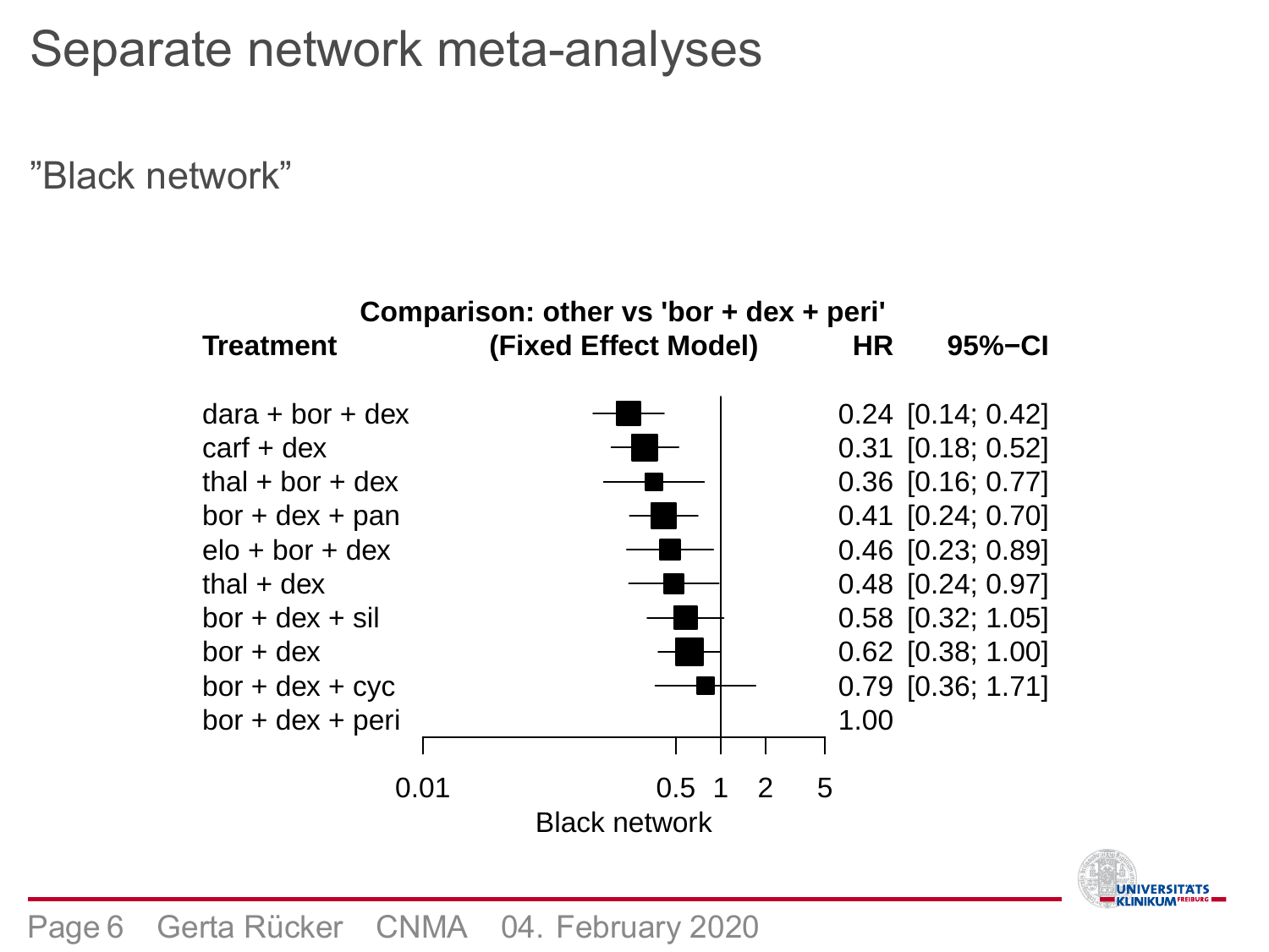# Separate network meta-analyses

"Black network"

**Comparison: other vs 'bor + dex + peri'**

| Treatment | HR | 95%−CI |
|---|---|---|
| dara + bor + dex | 0.24 | [0.14; 0.42] |
| carf + dex | 0.31 | [0.18; 0.52] |
| thal + bor + dex | 0.36 | [0.16; 0.77] |
| bor + dex + pan | 0.41 | [0.24; 0.70] |
| elo + bor + dex | 0.46 | [0.23; 0.89] |
| thal + dex | 0.48 | [0.24; 0.97] |
| bor + dex + sil | 0.58 | [0.32; 1.05] |
| bor + dex | 0.62 | [0.38; 1.00] |
| bor + dex + cyc | 0.79 | [0.36; 1.71] |
| bor + dex + peri | 1.00 | |

(Fixed Effect Model)

0.01 0.5 1 2 5

Black network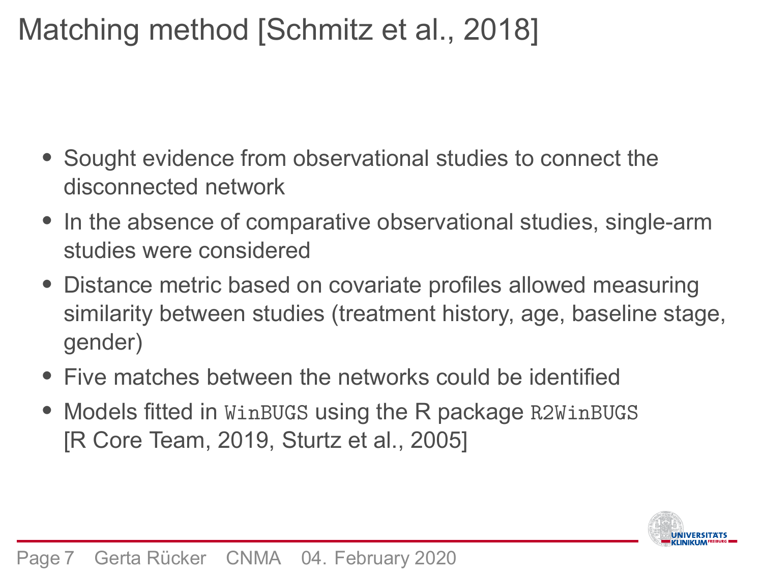# Matching method [Schmitz et al., 2018]

- Sought evidence from observational studies to connect the disconnected network
- In the absence of comparative observational studies, single-arm studies were considered
- Distance metric based on covariate profiles allowed measuring similarity between studies (treatment history, age, baseline stage, gender)
- Five matches between the networks could be identified
- Models fitted in `WinBUGS` using the R package `R2WinBUGS` [R Core Team, 2019, Sturtz et al., 2005]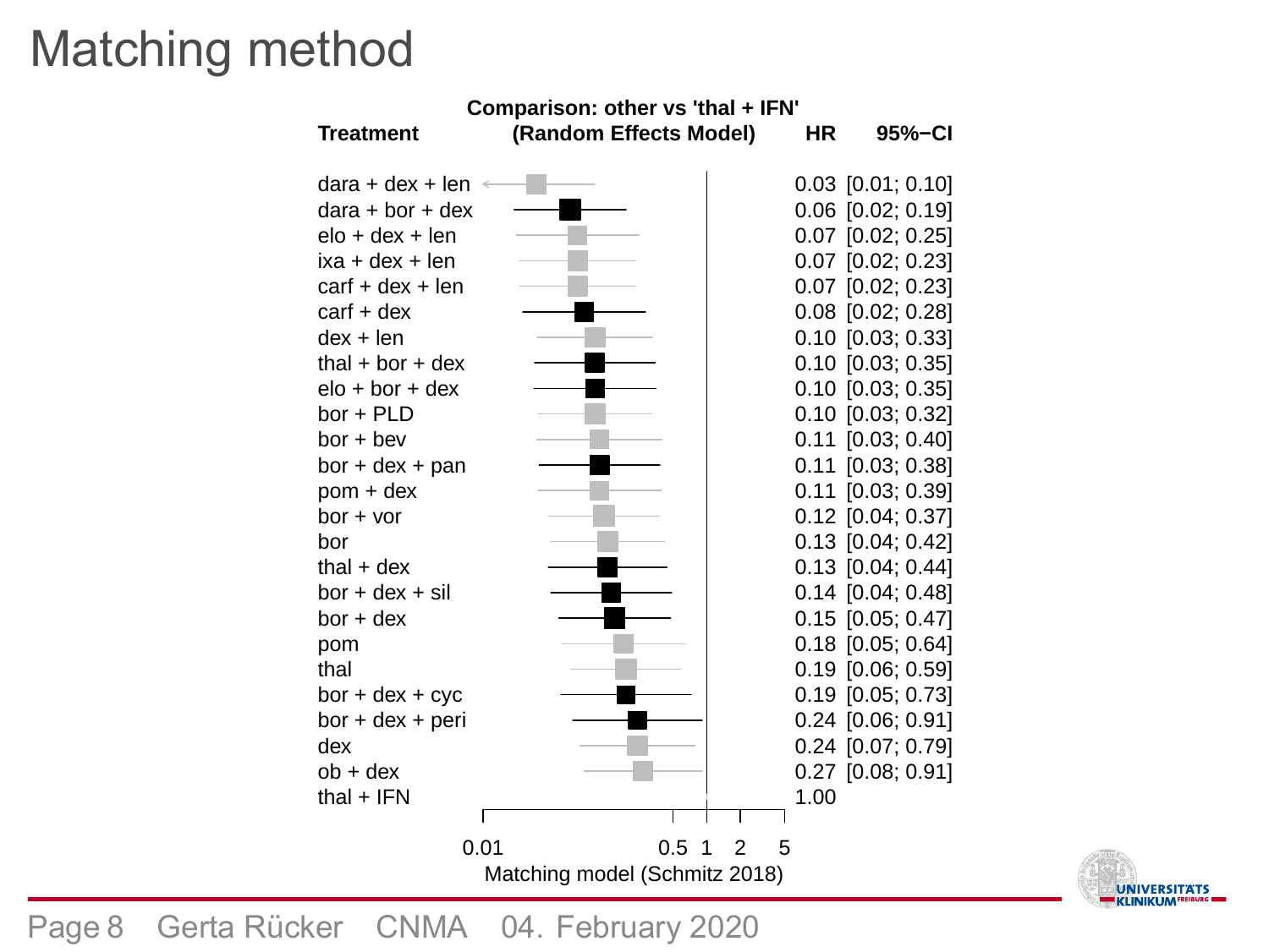# Matching method

**Comparison: other vs 'thal + IFN'**
**(Random Effects Model)**

| Treatment | HR | 95%−CI |
|---|---|---|
| dara + dex + len | 0.03 | [0.01; 0.10] |
| dara + bor + dex | 0.06 | [0.02; 0.19] |
| elo + dex + len | 0.07 | [0.02; 0.25] |
| ixa + dex + len | 0.07 | [0.02; 0.23] |
| carf + dex + len | 0.07 | [0.02; 0.23] |
| carf + dex | 0.08 | [0.02; 0.28] |
| dex + len | 0.10 | [0.03; 0.33] |
| thal + bor + dex | 0.10 | [0.03; 0.35] |
| elo + bor + dex | 0.10 | [0.03; 0.35] |
| bor + PLD | 0.10 | [0.03; 0.32] |
| bor + bev | 0.11 | [0.03; 0.40] |
| bor + dex + pan | 0.11 | [0.03; 0.38] |
| pom + dex | 0.11 | [0.03; 0.39] |
| bor + vor | 0.12 | [0.04; 0.37] |
| bor | 0.13 | [0.04; 0.42] |
| thal + dex | 0.13 | [0.04; 0.44] |
| bor + dex + sil | 0.14 | [0.04; 0.48] |
| bor + dex | 0.15 | [0.05; 0.47] |
| pom | 0.18 | [0.05; 0.64] |
| thal | 0.19 | [0.06; 0.59] |
| bor + dex + cyc | 0.19 | [0.05; 0.73] |
| bor + dex + peri | 0.24 | [0.06; 0.91] |
| dex | 0.24 | [0.07; 0.79] |
| ob + dex | 0.27 | [0.08; 0.91] |
| thal + IFN | 1.00 | |

Axis: 0.01, 0.5, 1, 2, 5

Matching model (Schmitz 2018)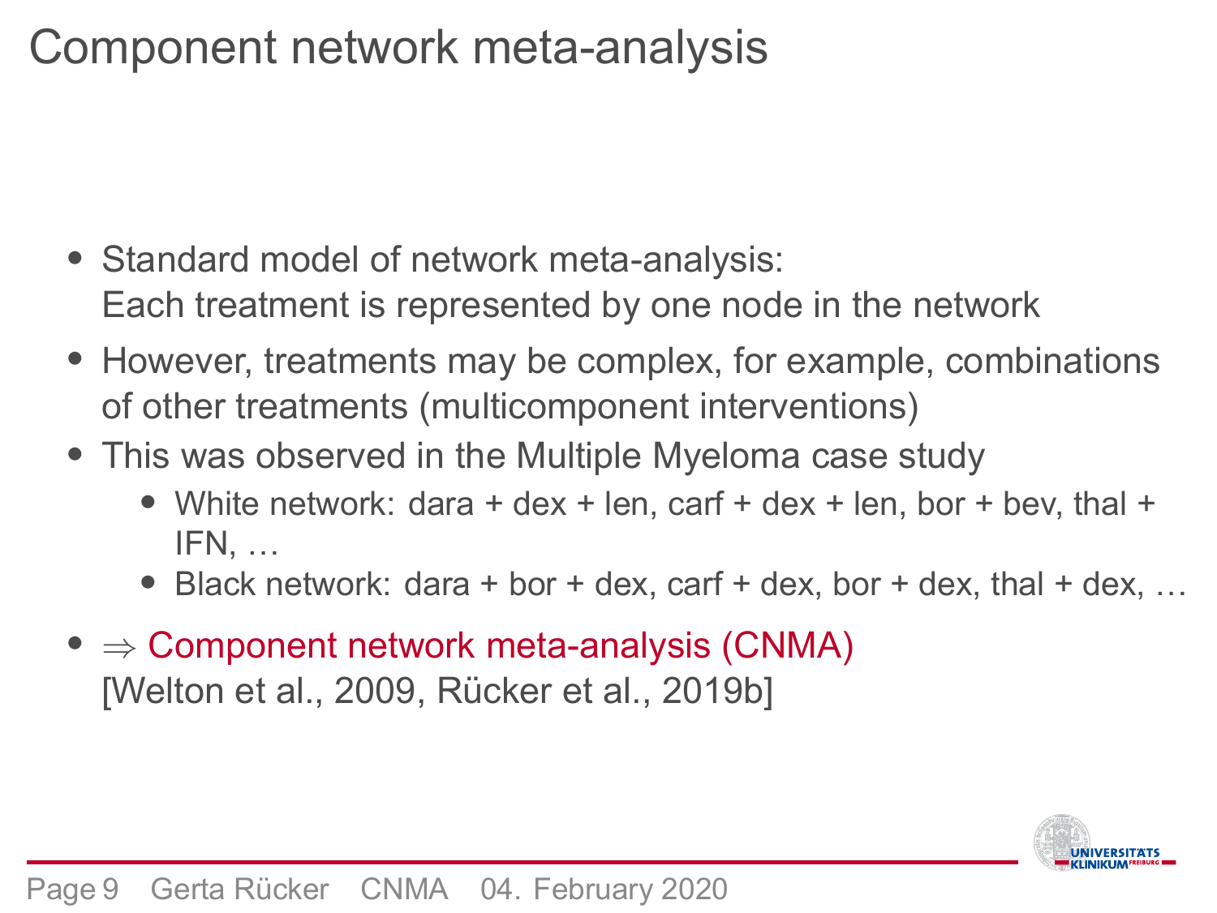# Component network meta-analysis

- Standard model of network meta-analysis:
  Each treatment is represented by one node in the network
- However, treatments may be complex, for example, combinations of other treatments (multicomponent interventions)
- This was observed in the Multiple Myeloma case study
  - White network: dara + dex + len, carf + dex + len, bor + bev, thal + IFN, …
  - Black network: dara + bor + dex, carf + dex, bor + dex, thal + dex, …
- $\Rightarrow$ Component network meta-analysis (CNMA)
  [Welton et al., 2009, Rücker et al., 2019b]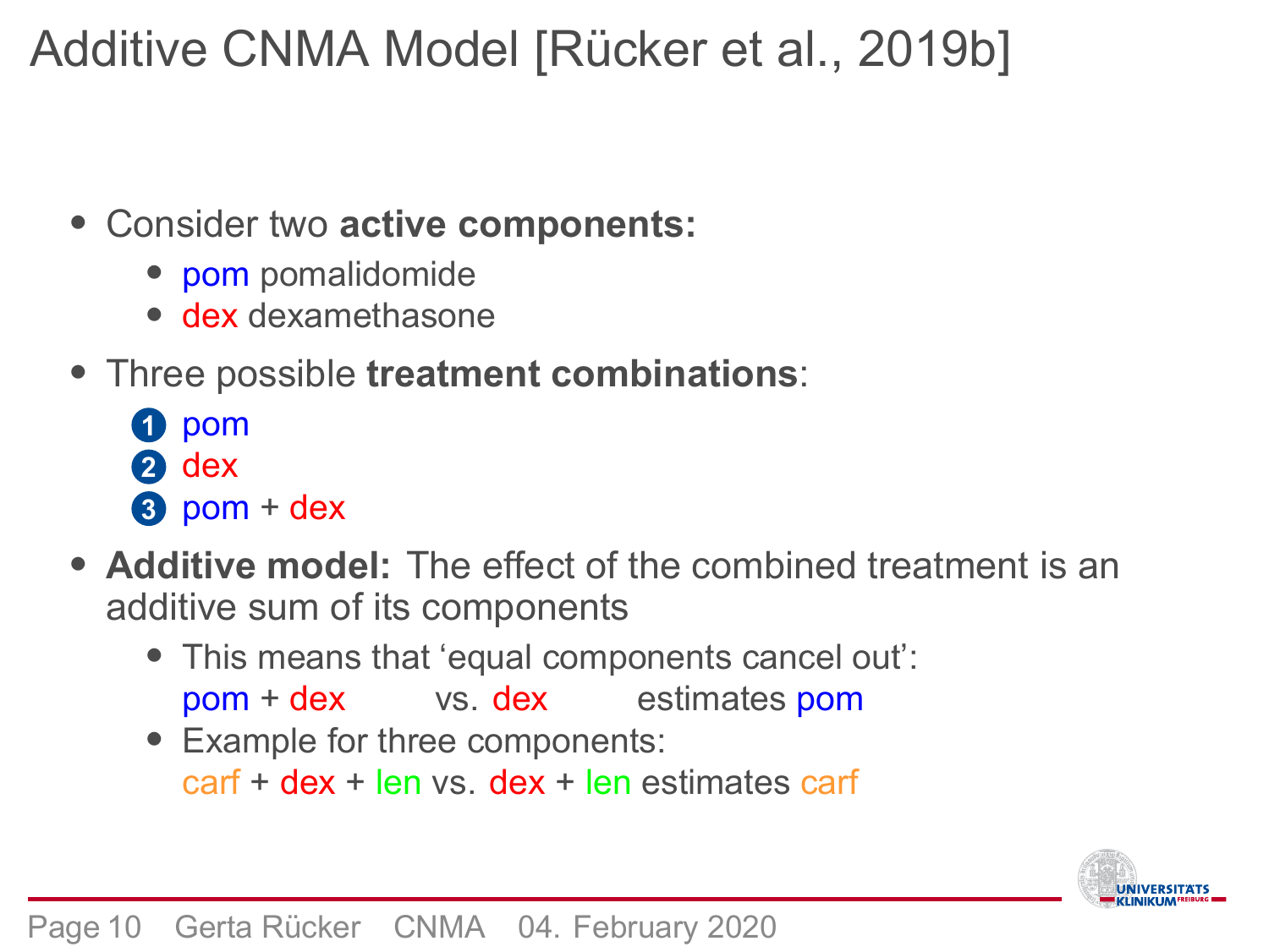# Additive CNMA Model [Rücker et al., 2019b]

- Consider two **active components:**
  - pom pomalidomide
  - dex dexamethasone
- Three possible **treatment combinations**:
  1. pom
  2. dex
  3. pom + dex
- **Additive model:** The effect of the combined treatment is an additive sum of its components
  - This means that 'equal components cancel out':
    pom + dex vs. dex estimates pom
  - Example for three components:
    carf + dex + len vs. dex + len estimates carf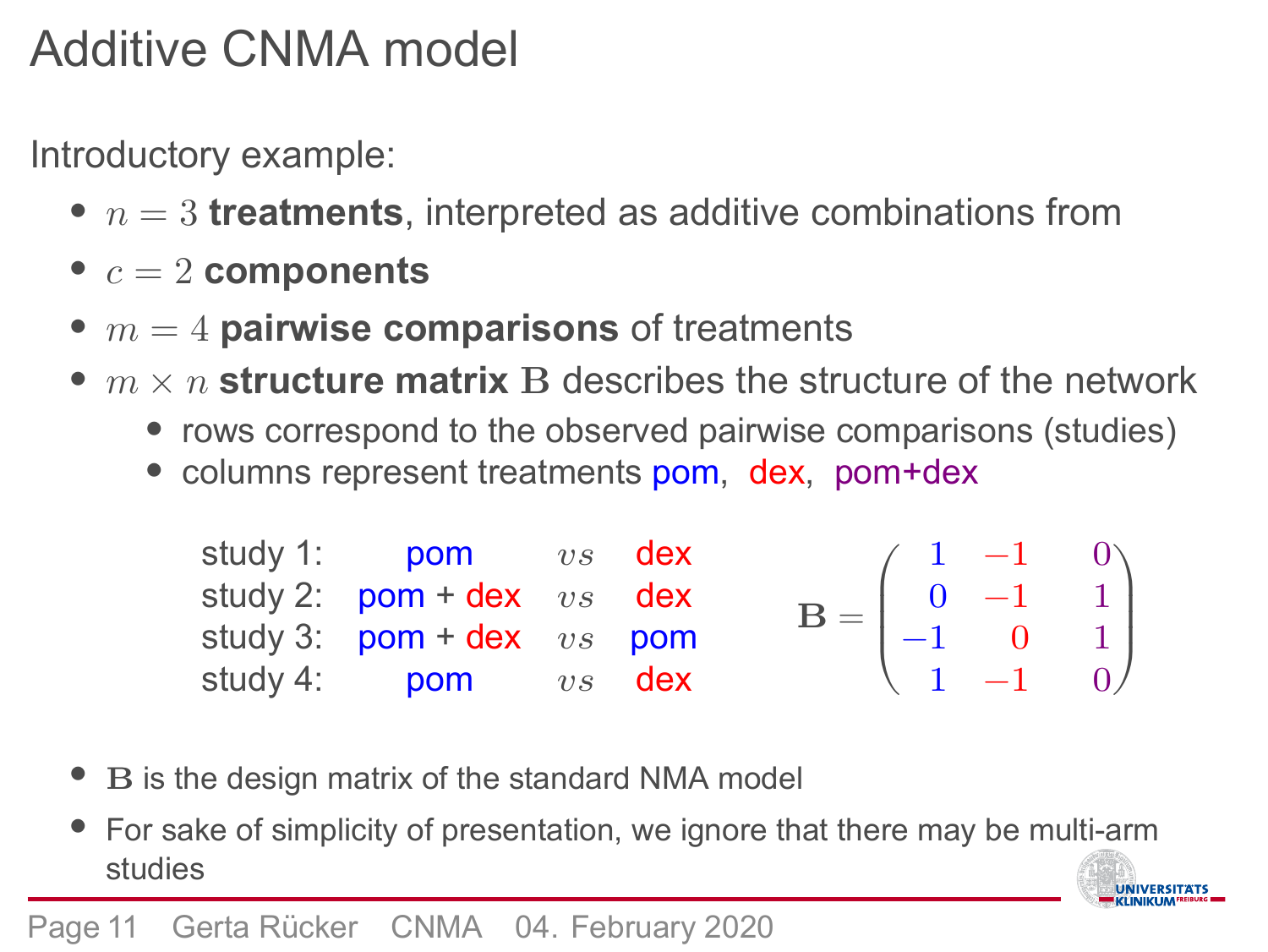# Additive CNMA model

Introductory example:

- $n = 3$ **treatments**, interpreted as additive combinations from
- $c = 2$ **components**
- $m = 4$ **pairwise comparisons** of treatments
- $m \times n$ **structure matrix** $\mathbf{B}$ describes the structure of the network
  - rows correspond to the observed pairwise comparisons (studies)
  - columns represent treatments pom, dex, pom+dex

| | | | |
|---|---|---|---|
| study 1: | pom | *vs* | dex |
| study 2: | pom + dex | *vs* | dex |
| study 3: | pom + dex | *vs* | pom |
| study 4: | pom | *vs* | dex |

$$\mathbf{B} = \begin{pmatrix} 1 & -1 & 0 \\ 0 & -1 & 1 \\ -1 & 0 & 1 \\ 1 & -1 & 0 \end{pmatrix}$$

- $\mathbf{B}$ is the design matrix of the standard NMA model
- For sake of simplicity of presentation, we ignore that there may be multi-arm studies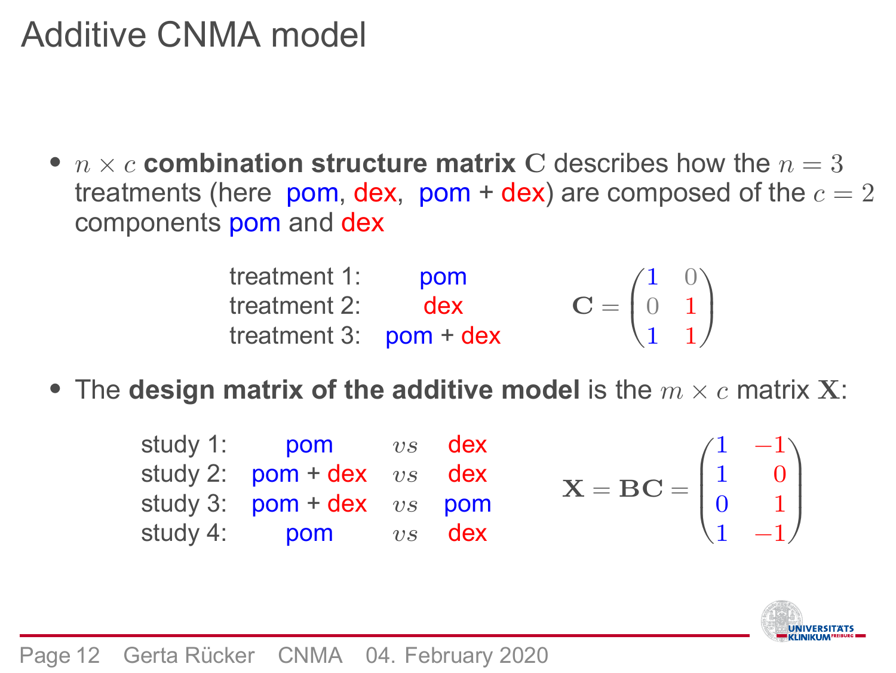# Additive CNMA model

- $n \times c$ **combination structure matrix** $\mathbf{C}$ describes how the $n = 3$ treatments (here pom, dex, pom + dex) are composed of the $c = 2$ components pom and dex

| | | |
|---|---|---|
| treatment 1: | pom | |
| treatment 2: | dex | |
| treatment 3: | pom + dex | |

$$\mathbf{C} = \begin{pmatrix} 1 & 0 \\ 0 & 1 \\ 1 & 1 \end{pmatrix}$$

- The **design matrix of the additive model** is the $m \times c$ matrix $\mathbf{X}$:

| | | | |
|---|---|---|---|
| study 1: | pom | $vs$ | dex |
| study 2: | pom + dex | $vs$ | dex |
| study 3: | pom + dex | $vs$ | pom |
| study 4: | pom | $vs$ | dex |

$$\mathbf{X} = \mathbf{BC} = \begin{pmatrix} 1 & -1 \\ 1 & 0 \\ 0 & 1 \\ 1 & -1 \end{pmatrix}$$

Gerta Rücker CNMA 04. February 2020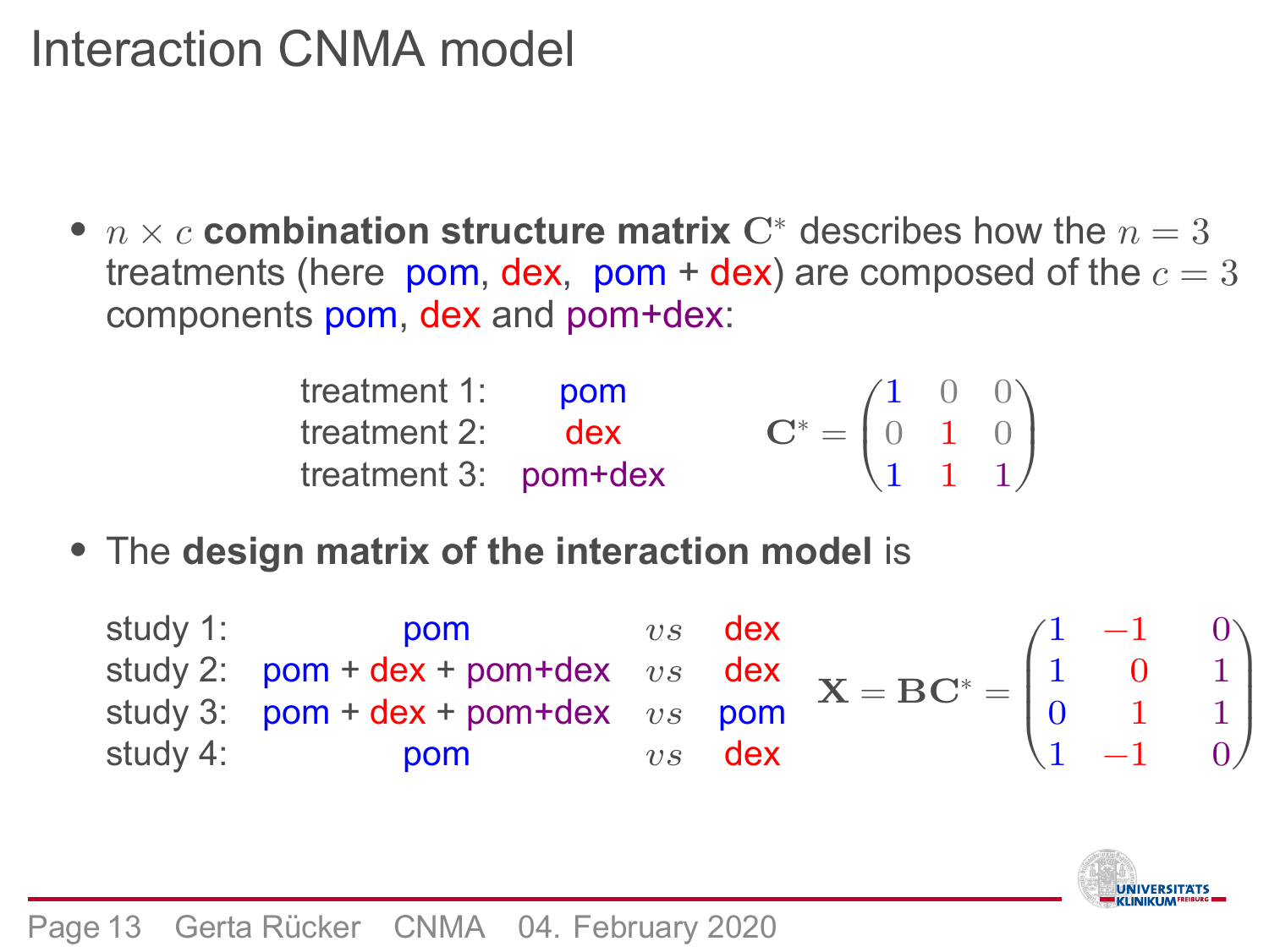# Interaction CNMA model

- $n \times c$ **combination structure matrix** $\mathbf{C}^*$ describes how the $n = 3$ treatments (here pom, dex, pom + dex) are composed of the $c = 3$ components pom, dex and pom+dex:

| | |
|---|---|
| treatment 1: | pom |
| treatment 2: | dex |
| treatment 3: | pom+dex |

$$\mathbf{C}^* = \begin{pmatrix} 1 & 0 & 0 \\ 0 & 1 & 0 \\ 1 & 1 & 1 \end{pmatrix}$$

- The **design matrix of the interaction model** is

| | | | |
|---|---|---|---|
| study 1: | pom | $vs$ | dex |
| study 2: | pom + dex + pom+dex | $vs$ | dex |
| study 3: | pom + dex + pom+dex | $vs$ | pom |
| study 4: | pom | $vs$ | dex |

$$\mathbf{X} = \mathbf{B}\mathbf{C}^* = \begin{pmatrix} 1 & -1 & 0 \\ 1 & 0 & 1 \\ 0 & 1 & 1 \\ 1 & -1 & 0 \end{pmatrix}$$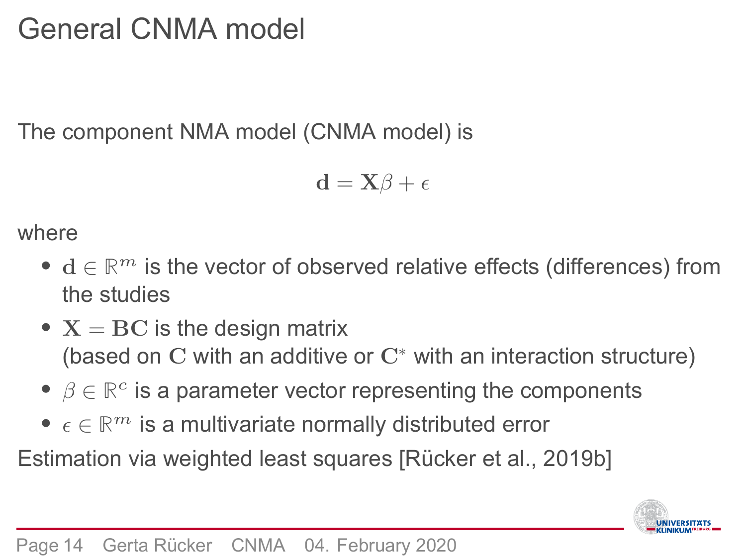# General CNMA model

The component NMA model (CNMA model) is

$$\mathbf{d} = \mathbf{X}\beta + \epsilon$$

where

- $\mathbf{d} \in \mathbb{R}^m$ is the vector of observed relative effects (differences) from the studies
- $\mathbf{X} = \mathbf{BC}$ is the design matrix (based on $\mathbf{C}$ with an additive or $\mathbf{C}^*$ with an interaction structure)
- $\beta \in \mathbb{R}^c$ is a parameter vector representing the components
- $\epsilon \in \mathbb{R}^m$ is a multivariate normally distributed error

Estimation via weighted least squares [Rücker et al., 2019b]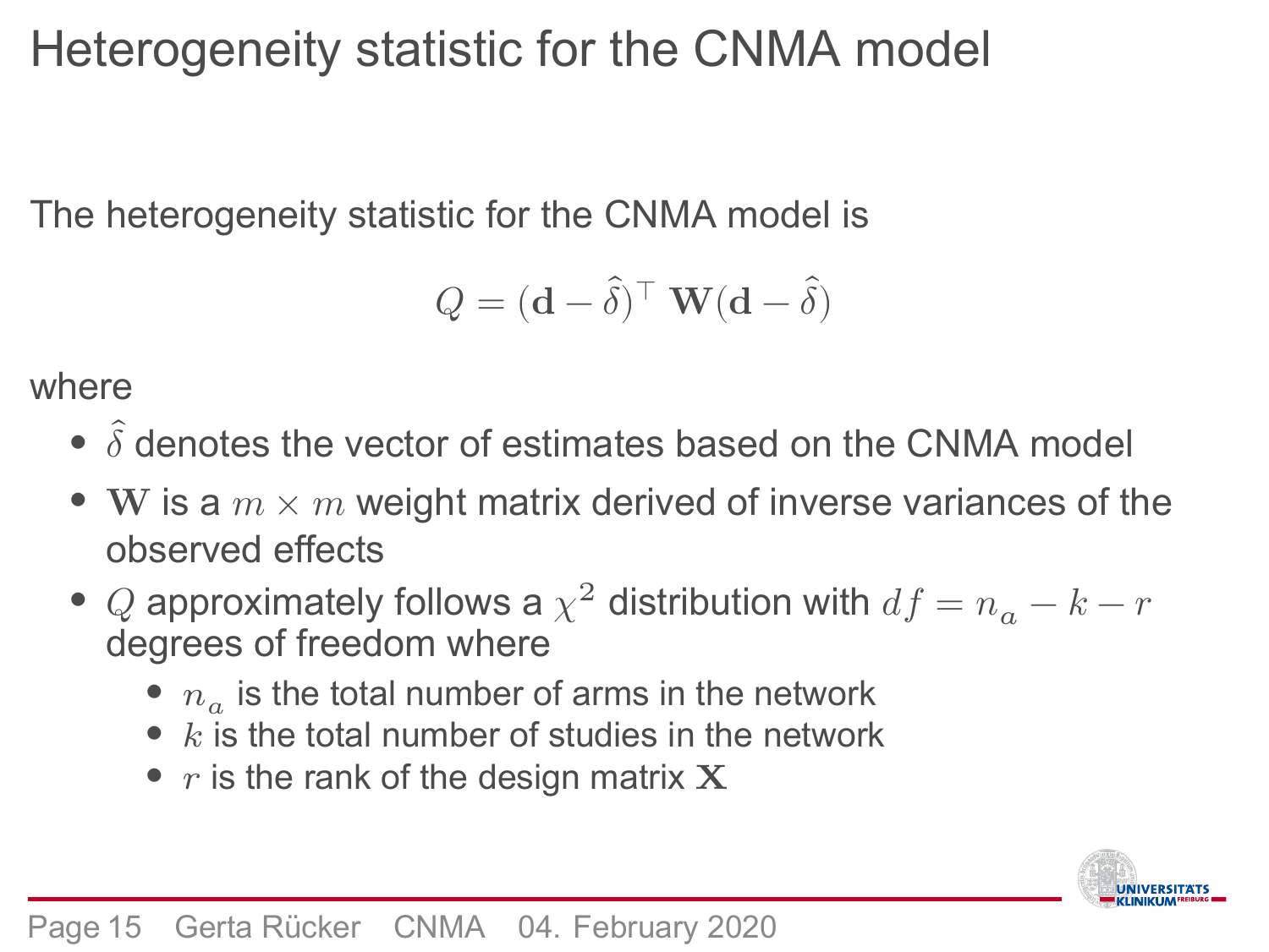# Heterogeneity statistic for the CNMA model

The heterogeneity statistic for the CNMA model is

$$Q = (\mathbf{d} - \hat{\delta})^\top \, \mathbf{W}(\mathbf{d} - \hat{\delta})$$

where

- $\hat{\delta}$ denotes the vector of estimates based on the CNMA model
- $\mathbf{W}$ is a $m \times m$ weight matrix derived of inverse variances of the observed effects
- $Q$ approximately follows a $\chi^2$ distribution with $df = n_a - k - r$ degrees of freedom where
  - $n_a$ is the total number of arms in the network
  - $k$ is the total number of studies in the network
  - $r$ is the rank of the design matrix $\mathbf{X}$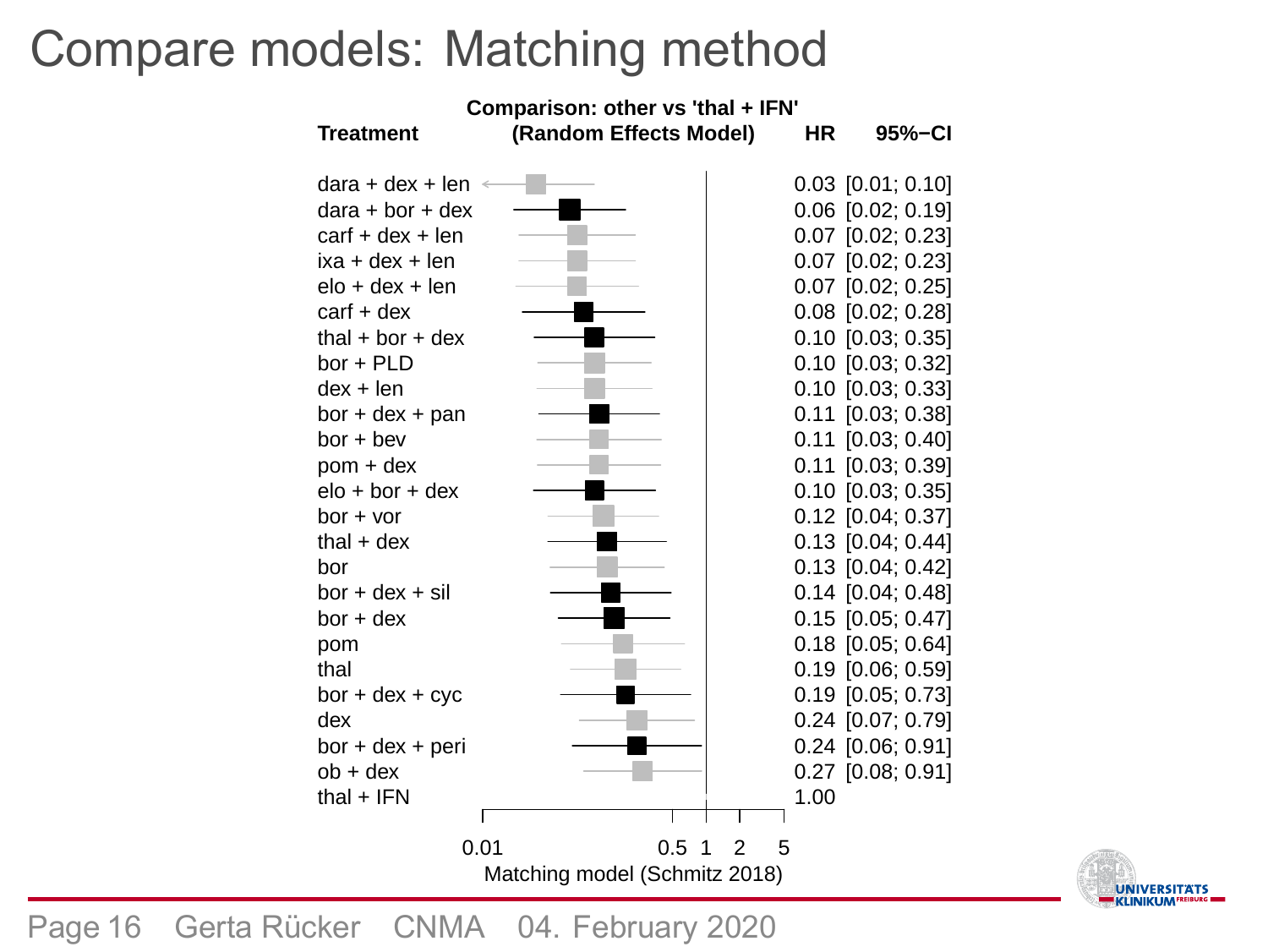# Compare models: Matching method

**Comparison: other vs 'thal + IFN' (Random Effects Model)**

| Treatment | HR | 95%−CI |
|---|---|---|
| dara + dex + len | 0.03 | [0.01; 0.10] |
| dara + bor + dex | 0.06 | [0.02; 0.19] |
| carf + dex + len | 0.07 | [0.02; 0.23] |
| ixa + dex + len | 0.07 | [0.02; 0.23] |
| elo + dex + len | 0.07 | [0.02; 0.25] |
| carf + dex | 0.08 | [0.02; 0.28] |
| thal + bor + dex | 0.10 | [0.03; 0.35] |
| bor + PLD | 0.10 | [0.03; 0.32] |
| dex + len | 0.10 | [0.03; 0.33] |
| bor + dex + pan | 0.11 | [0.03; 0.38] |
| bor + bev | 0.11 | [0.03; 0.40] |
| pom + dex | 0.11 | [0.03; 0.39] |
| elo + bor + dex | 0.10 | [0.03; 0.35] |
| bor + vor | 0.12 | [0.04; 0.37] |
| thal + dex | 0.13 | [0.04; 0.44] |
| bor | 0.13 | [0.04; 0.42] |
| bor + dex + sil | 0.14 | [0.04; 0.48] |
| bor + dex | 0.15 | [0.05; 0.47] |
| pom | 0.18 | [0.05; 0.64] |
| thal | 0.19 | [0.06; 0.59] |
| bor + dex + cyc | 0.19 | [0.05; 0.73] |
| dex | 0.24 | [0.07; 0.79] |
| bor + dex + peri | 0.24 | [0.06; 0.91] |
| ob + dex | 0.27 | [0.08; 0.91] |
| thal + IFN | 1.00 | |

Axis: 0.01, 0.5, 1, 2, 5

Matching model (Schmitz 2018)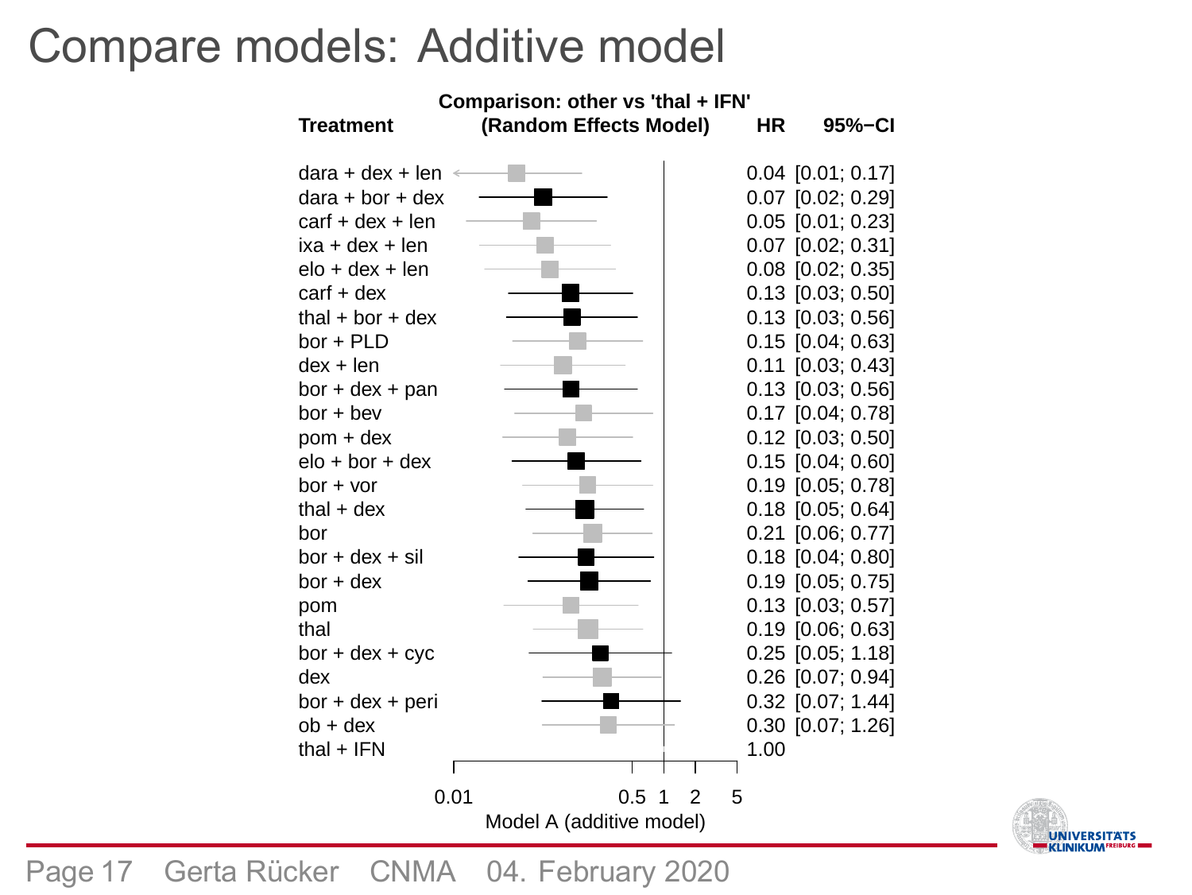# Compare models: Additive model

**Comparison: other vs 'thal + IFN'**
**(Random Effects Model)**

| Treatment | HR | 95%-CI |
|---|---|---|
| dara + dex + len | 0.04 | [0.01; 0.17] |
| dara + bor + dex | 0.07 | [0.02; 0.29] |
| carf + dex + len | 0.05 | [0.01; 0.23] |
| ixa + dex + len | 0.07 | [0.02; 0.31] |
| elo + dex + len | 0.08 | [0.02; 0.35] |
| carf + dex | 0.13 | [0.03; 0.50] |
| thal + bor + dex | 0.13 | [0.03; 0.56] |
| bor + PLD | 0.15 | [0.04; 0.63] |
| dex + len | 0.11 | [0.03; 0.43] |
| bor + dex + pan | 0.13 | [0.03; 0.56] |
| bor + bev | 0.17 | [0.04; 0.78] |
| pom + dex | 0.12 | [0.03; 0.50] |
| elo + bor + dex | 0.15 | [0.04; 0.60] |
| bor + vor | 0.19 | [0.05; 0.78] |
| thal + dex | 0.18 | [0.05; 0.64] |
| bor | 0.21 | [0.06; 0.77] |
| bor + dex + sil | 0.18 | [0.04; 0.80] |
| bor + dex | 0.19 | [0.05; 0.75] |
| pom | 0.13 | [0.03; 0.57] |
| thal | 0.19 | [0.06; 0.63] |
| bor + dex + cyc | 0.25 | [0.05; 1.18] |
| dex | 0.26 | [0.07; 0.94] |
| bor + dex + peri | 0.32 | [0.07; 1.44] |
| ob + dex | 0.30 | [0.07; 1.26] |
| thal + IFN | 1.00 | |

Axis: 0.01, 0.5, 1, 2, 5

Model A (additive model)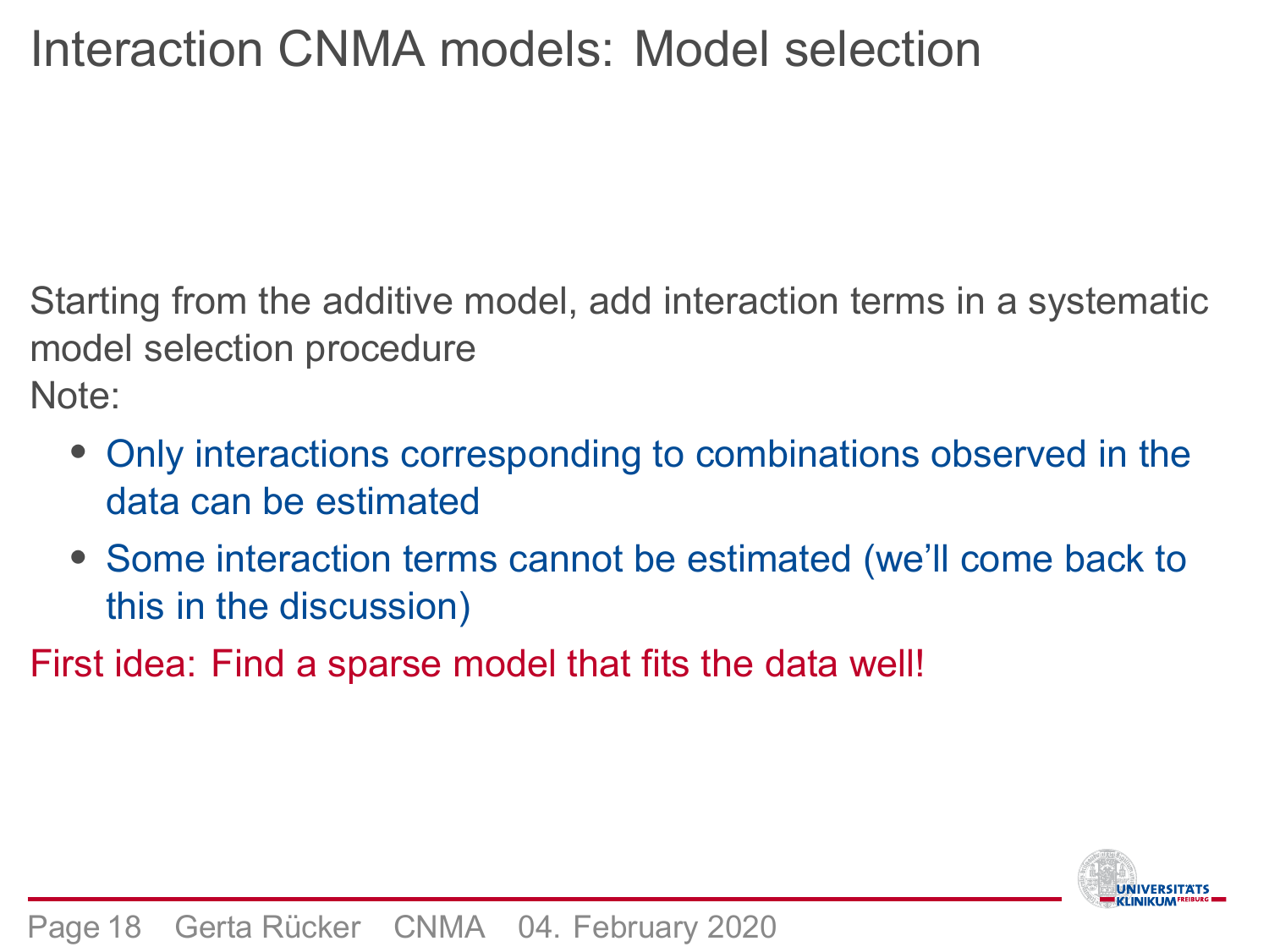# Interaction CNMA models: Model selection

Starting from the additive model, add interaction terms in a systematic model selection procedure

Note:

- Only interactions corresponding to combinations observed in the data can be estimated
- Some interaction terms cannot be estimated (we'll come back to this in the discussion)

First idea: Find a sparse model that fits the data well!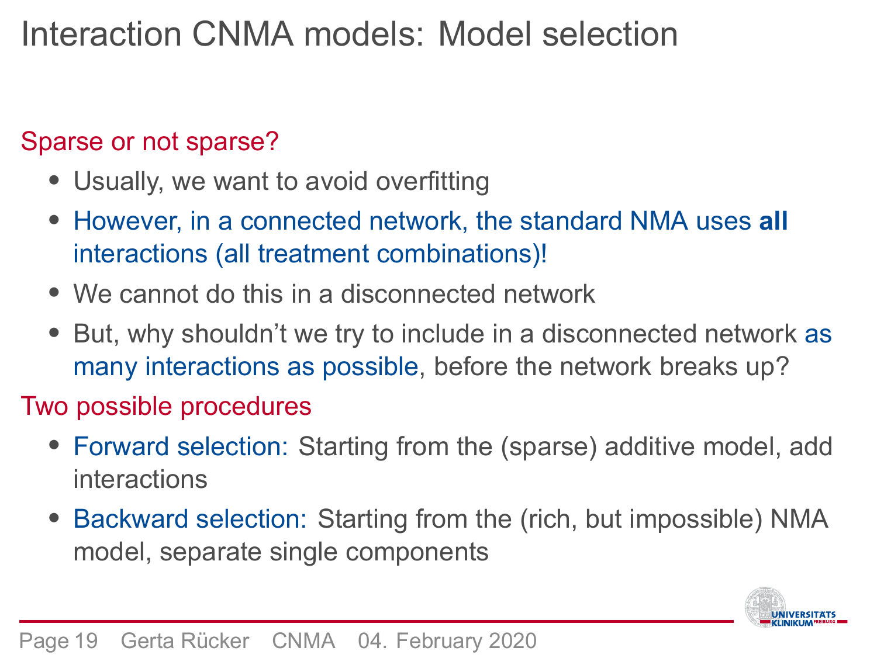# Interaction CNMA models: Model selection

## Sparse or not sparse?

- Usually, we want to avoid overfitting
- However, in a connected network, the standard NMA uses **all** interactions (all treatment combinations)!
- We cannot do this in a disconnected network
- But, why shouldn't we try to include in a disconnected network as many interactions as possible, before the network breaks up?

## Two possible procedures

- Forward selection: Starting from the (sparse) additive model, add interactions
- Backward selection: Starting from the (rich, but impossible) NMA model, separate single components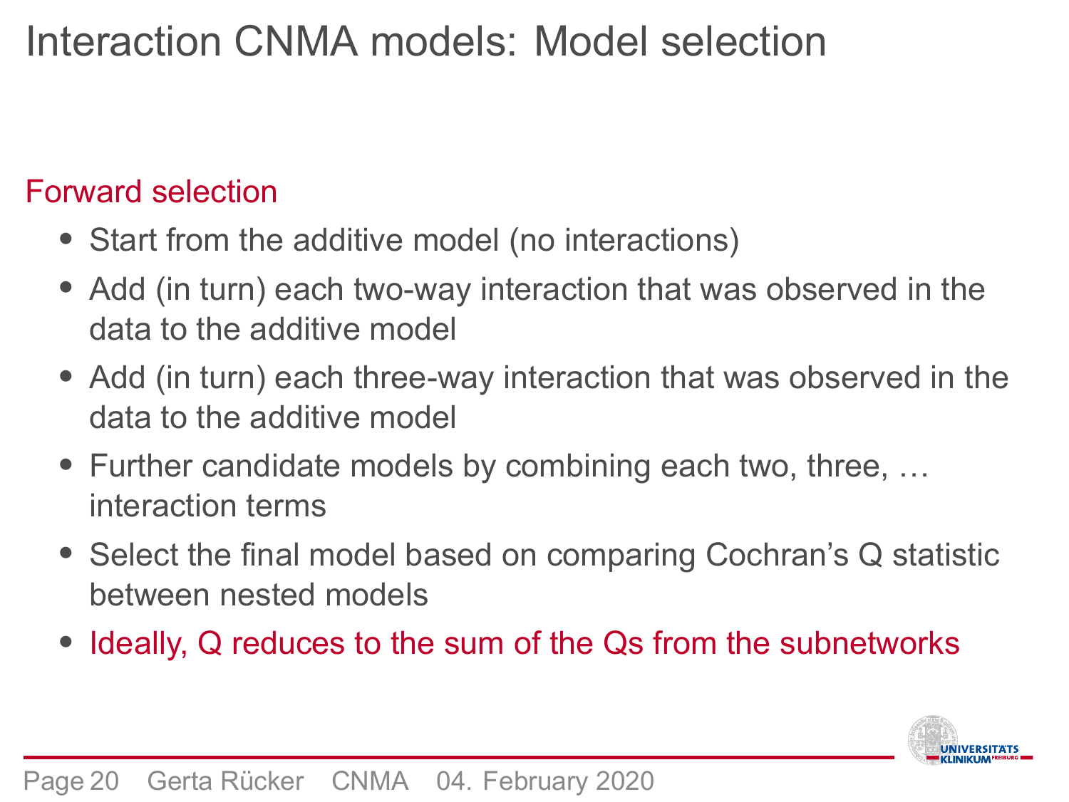# Interaction CNMA models: Model selection

## Forward selection

- Start from the additive model (no interactions)
- Add (in turn) each two-way interaction that was observed in the data to the additive model
- Add (in turn) each three-way interaction that was observed in the data to the additive model
- Further candidate models by combining each two, three, … interaction terms
- Select the final model based on comparing Cochran's Q statistic between nested models
- Ideally, Q reduces to the sum of the Qs from the subnetworks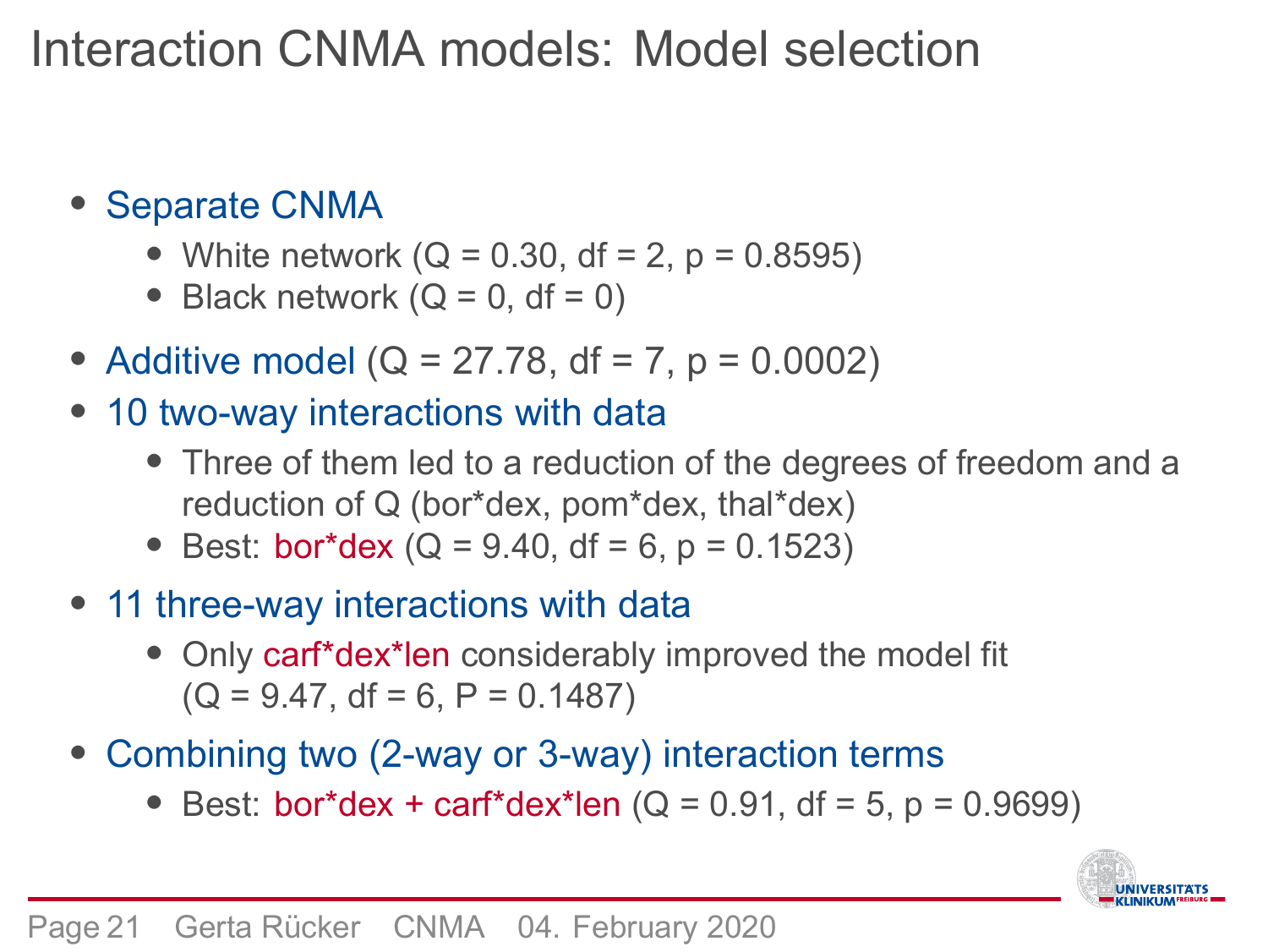# Interaction CNMA models: Model selection

- Separate CNMA
  - White network ($Q = 0.30$, $df = 2$, $p = 0.8595$)
  - Black network ($Q = 0$, $df = 0$)
- Additive model ($Q = 27.78$, $df = 7$, $p = 0.0002$)
- 10 two-way interactions with data
  - Three of them led to a reduction of the degrees of freedom and a reduction of Q (bor*dex, pom*dex, thal*dex)
  - Best: bor*dex ($Q = 9.40$, $df = 6$, $p = 0.1523$)
- 11 three-way interactions with data
  - Only carf*dex*len considerably improved the model fit ($Q = 9.47$, $df = 6$, $P = 0.1487$)
- Combining two (2-way or 3-way) interaction terms
  - Best: bor*dex + carf*dex*len ($Q = 0.91$, $df = 5$, $p = 0.9699$)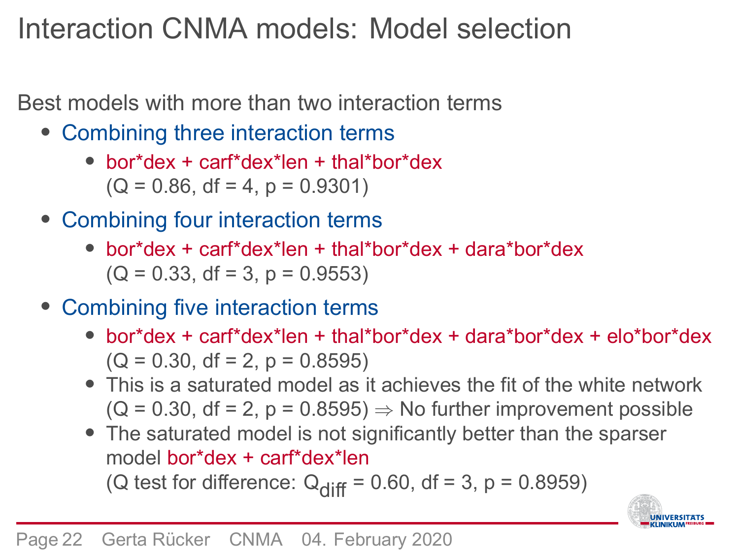# Interaction CNMA models: Model selection

Best models with more than two interaction terms

- Combining three interaction terms
  - bor*dex + carf*dex*len + thal*bor*dex
    ($Q = 0.86$, $df = 4$, $p = 0.9301$)
- Combining four interaction terms
  - bor*dex + carf*dex*len + thal*bor*dex + dara*bor*dex
    ($Q = 0.33$, $df = 3$, $p = 0.9553$)
- Combining five interaction terms
  - bor*dex + carf*dex*len + thal*bor*dex + dara*bor*dex + elo*bor*dex
    ($Q = 0.30$, $df = 2$, $p = 0.8595$)
  - This is a saturated model as it achieves the fit of the white network ($Q = 0.30$, $df = 2$, $p = 0.8595$) $\Rightarrow$ No further improvement possible
  - The saturated model is not significantly better than the sparser model bor*dex + carf*dex*len
    (Q test for difference: $Q_{diff} = 0.60$, $df = 3$, $p = 0.8959$)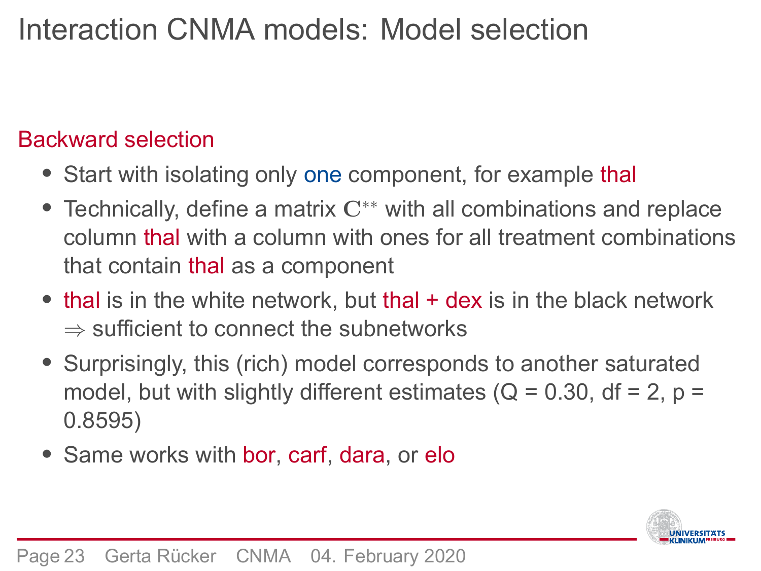# Interaction CNMA models: Model selection

## Backward selection

- Start with isolating only one component, for example thal
- Technically, define a matrix $\mathbf{C}^{**}$ with all combinations and replace column thal with a column with ones for all treatment combinations that contain thal as a component
- thal is in the white network, but thal + dex is in the black network $\Rightarrow$ sufficient to connect the subnetworks
- Surprisingly, this (rich) model corresponds to another saturated model, but with slightly different estimates (Q = 0.30, df = 2, p = 0.8595)
- Same works with bor, carf, dara, or elo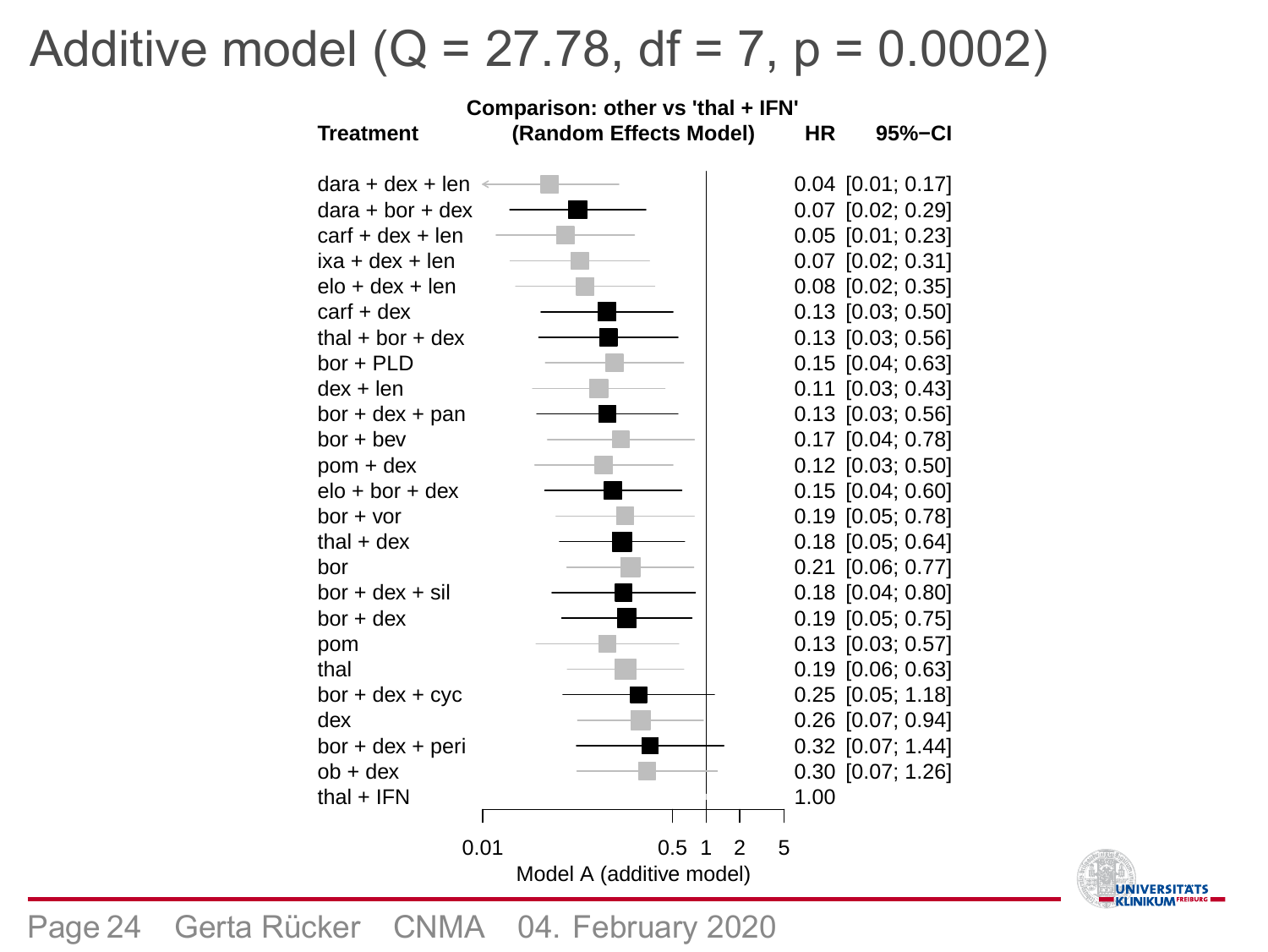# Additive model ($Q = 27.78$, $df = 7$, $p = 0.0002$)

**Comparison: other vs 'thal + IFN' (Random Effects Model)**

| Treatment | HR | 95%−CI |
|---|---|---|
| dara + dex + len | 0.04 | [0.01; 0.17] |
| dara + bor + dex | 0.07 | [0.02; 0.29] |
| carf + dex + len | 0.05 | [0.01; 0.23] |
| ixa + dex + len | 0.07 | [0.02; 0.31] |
| elo + dex + len | 0.08 | [0.02; 0.35] |
| carf + dex | 0.13 | [0.03; 0.50] |
| thal + bor + dex | 0.13 | [0.03; 0.56] |
| bor + PLD | 0.15 | [0.04; 0.63] |
| dex + len | 0.11 | [0.03; 0.43] |
| bor + dex + pan | 0.13 | [0.03; 0.56] |
| bor + bev | 0.17 | [0.04; 0.78] |
| pom + dex | 0.12 | [0.03; 0.50] |
| elo + bor + dex | 0.15 | [0.04; 0.60] |
| bor + vor | 0.19 | [0.05; 0.78] |
| thal + dex | 0.18 | [0.05; 0.64] |
| bor | 0.21 | [0.06; 0.77] |
| bor + dex + sil | 0.18 | [0.04; 0.80] |
| bor + dex | 0.19 | [0.05; 0.75] |
| pom | 0.13 | [0.03; 0.57] |
| thal | 0.19 | [0.06; 0.63] |
| bor + dex + cyc | 0.25 | [0.05; 1.18] |
| dex | 0.26 | [0.07; 0.94] |
| bor + dex + peri | 0.32 | [0.07; 1.44] |
| ob + dex | 0.30 | [0.07; 1.26] |
| thal + IFN | 1.00 | |

Model A (additive model)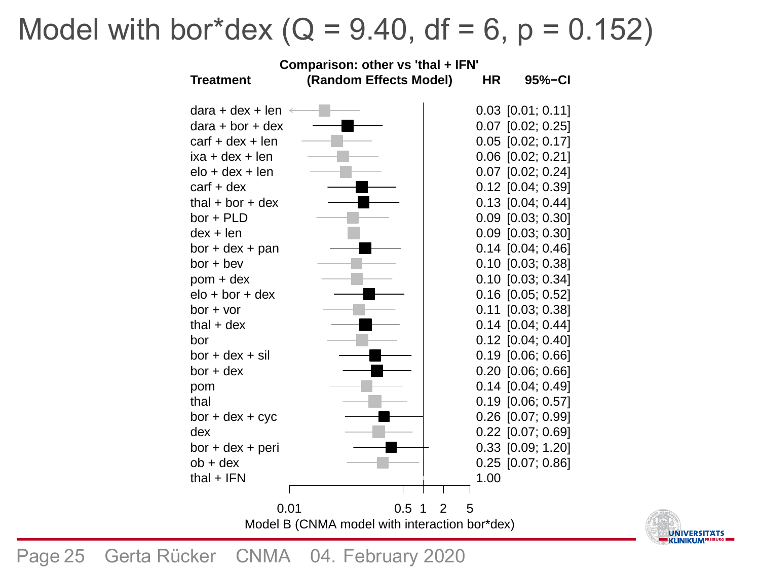# Model with bor*dex (Q = 9.40, df = 6, p = 0.152)

Comparison: other vs 'thal + IFN' (Random Effects Model)

| Treatment | HR | 95%−CI |
|---|---|---|
| dara + dex + len | 0.03 | [0.01; 0.11] |
| dara + bor + dex | 0.07 | [0.02; 0.25] |
| carf + dex + len | 0.05 | [0.02; 0.17] |
| ixa + dex + len | 0.06 | [0.02; 0.21] |
| elo + dex + len | 0.07 | [0.02; 0.24] |
| carf + dex | 0.12 | [0.04; 0.39] |
| thal + bor + dex | 0.13 | [0.04; 0.44] |
| bor + PLD | 0.09 | [0.03; 0.30] |
| dex + len | 0.09 | [0.03; 0.30] |
| bor + dex + pan | 0.14 | [0.04; 0.46] |
| bor + bev | 0.10 | [0.03; 0.38] |
| pom + dex | 0.10 | [0.03; 0.34] |
| elo + bor + dex | 0.16 | [0.05; 0.52] |
| bor + vor | 0.11 | [0.03; 0.38] |
| thal + dex | 0.14 | [0.04; 0.44] |
| bor | 0.12 | [0.04; 0.40] |
| bor + dex + sil | 0.19 | [0.06; 0.66] |
| bor + dex | 0.20 | [0.06; 0.66] |
| pom | 0.14 | [0.04; 0.49] |
| thal | 0.19 | [0.06; 0.57] |
| bor + dex + cyc | 0.26 | [0.07; 0.99] |
| dex | 0.22 | [0.07; 0.69] |
| bor + dex + peri | 0.33 | [0.09; 1.20] |
| ob + dex | 0.25 | [0.07; 0.86] |
| thal + IFN | 1.00 | |

Model B (CNMA model with interaction bor*dex)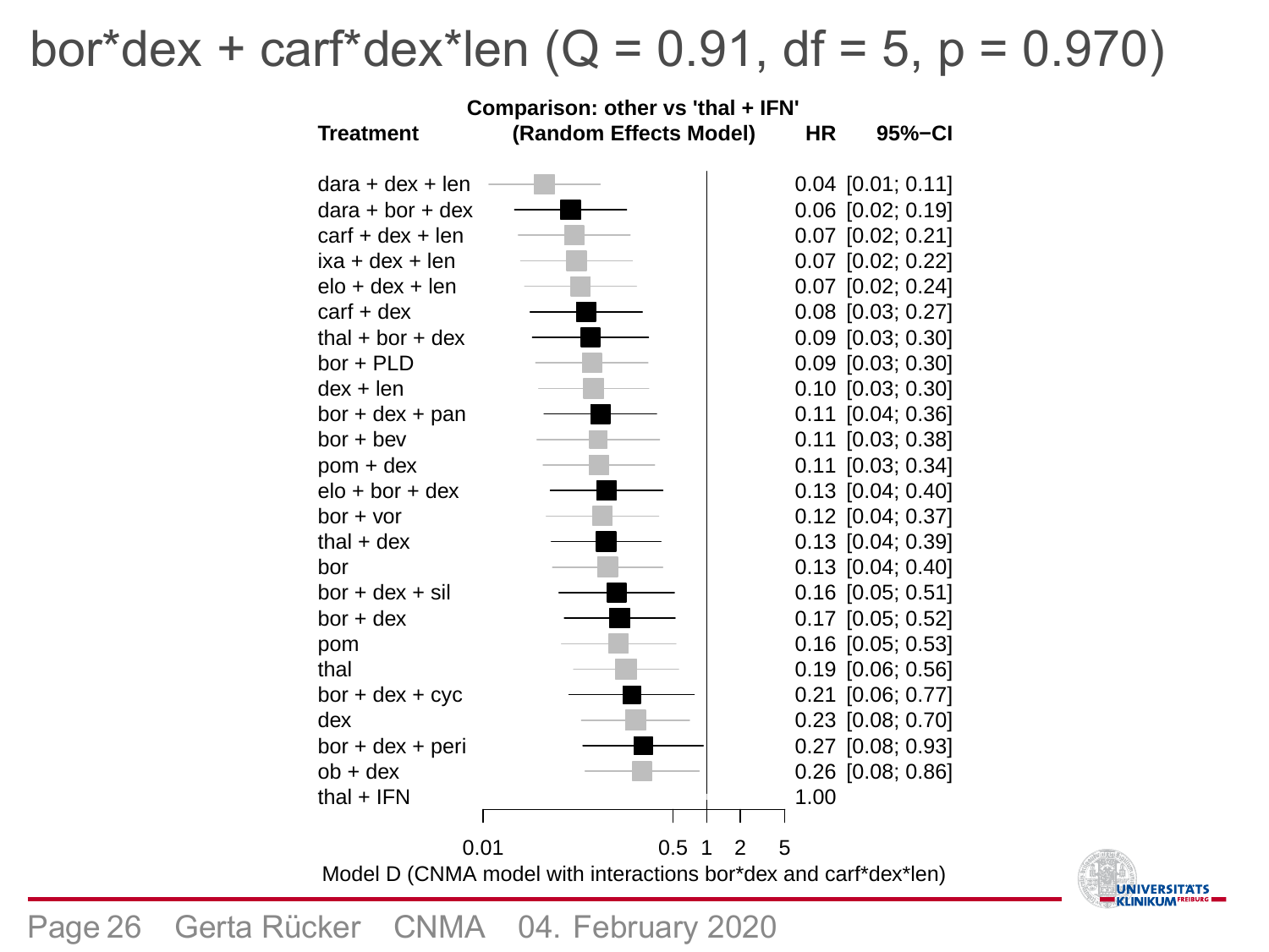# bor*dex + carf*dex*len (Q = 0.91, df = 5, p = 0.970)

**Comparison: other vs 'thal + IFN'**
**(Random Effects Model)**

| Treatment | HR | 95%−CI |
|---|---|---|
| dara + dex + len | 0.04 | [0.01; 0.11] |
| dara + bor + dex | 0.06 | [0.02; 0.19] |
| carf + dex + len | 0.07 | [0.02; 0.21] |
| ixa + dex + len | 0.07 | [0.02; 0.22] |
| elo + dex + len | 0.07 | [0.02; 0.24] |
| carf + dex | 0.08 | [0.03; 0.27] |
| thal + bor + dex | 0.09 | [0.03; 0.30] |
| bor + PLD | 0.09 | [0.03; 0.30] |
| dex + len | 0.10 | [0.03; 0.30] |
| bor + dex + pan | 0.11 | [0.04; 0.36] |
| bor + bev | 0.11 | [0.03; 0.38] |
| pom + dex | 0.11 | [0.03; 0.34] |
| elo + bor + dex | 0.13 | [0.04; 0.40] |
| bor + vor | 0.12 | [0.04; 0.37] |
| thal + dex | 0.13 | [0.04; 0.39] |
| bor | 0.13 | [0.04; 0.40] |
| bor + dex + sil | 0.16 | [0.05; 0.51] |
| bor + dex | 0.17 | [0.05; 0.52] |
| pom | 0.16 | [0.05; 0.53] |
| thal | 0.19 | [0.06; 0.56] |
| bor + dex + cyc | 0.21 | [0.06; 0.77] |
| dex | 0.23 | [0.08; 0.70] |
| bor + dex + peri | 0.27 | [0.08; 0.93] |
| ob + dex | 0.26 | [0.08; 0.86] |
| thal + IFN | 1.00 | |

Model D (CNMA model with interactions bor*dex and carf*dex*len)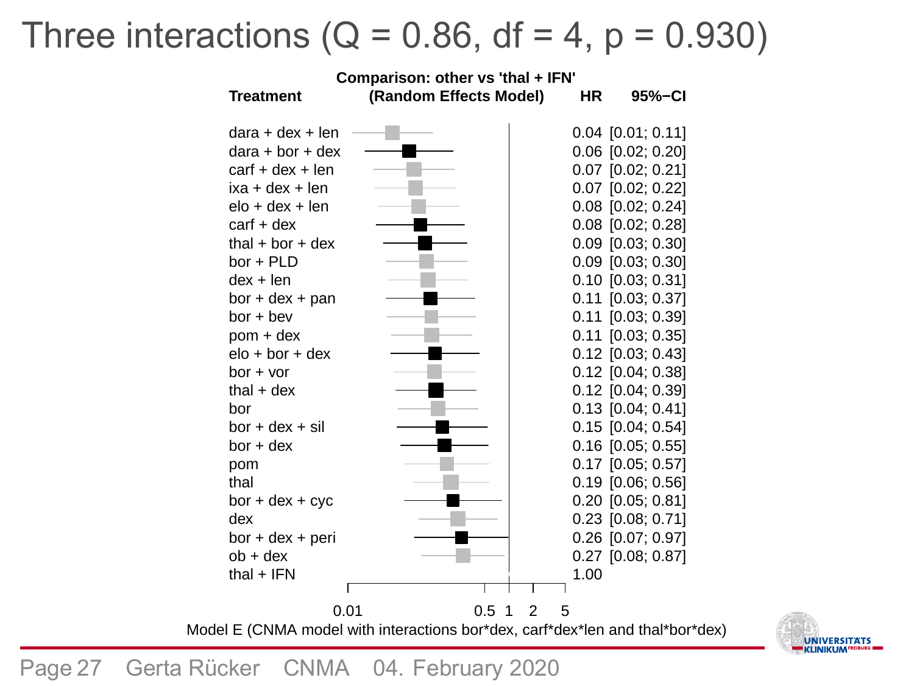# Three interactions (Q = 0.86, df = 4, p = 0.930)

**Comparison: other vs 'thal + IFN' (Random Effects Model)**

| Treatment | HR | 95%-CI |
|---|---|---|
| dara + dex + len | 0.04 | [0.01; 0.11] |
| dara + bor + dex | 0.06 | [0.02; 0.20] |
| carf + dex + len | 0.07 | [0.02; 0.21] |
| ixa + dex + len | 0.07 | [0.02; 0.22] |
| elo + dex + len | 0.08 | [0.02; 0.24] |
| carf + dex | 0.08 | [0.02; 0.28] |
| thal + bor + dex | 0.09 | [0.03; 0.30] |
| bor + PLD | 0.09 | [0.03; 0.30] |
| dex + len | 0.10 | [0.03; 0.31] |
| bor + dex + pan | 0.11 | [0.03; 0.37] |
| bor + bev | 0.11 | [0.03; 0.39] |
| pom + dex | 0.11 | [0.03; 0.35] |
| elo + bor + dex | 0.12 | [0.03; 0.43] |
| bor + vor | 0.12 | [0.04; 0.38] |
| thal + dex | 0.12 | [0.04; 0.39] |
| bor | 0.13 | [0.04; 0.41] |
| bor + dex + sil | 0.15 | [0.04; 0.54] |
| bor + dex | 0.16 | [0.05; 0.55] |
| pom | 0.17 | [0.05; 0.57] |
| thal | 0.19 | [0.06; 0.56] |
| bor + dex + cyc | 0.20 | [0.05; 0.81] |
| dex | 0.23 | [0.08; 0.71] |
| bor + dex + peri | 0.26 | [0.07; 0.97] |
| ob + dex | 0.27 | [0.08; 0.87] |
| thal + IFN | 1.00 | |

Model E (CNMA model with interactions bor*dex, carf*dex*len and thal*bor*dex)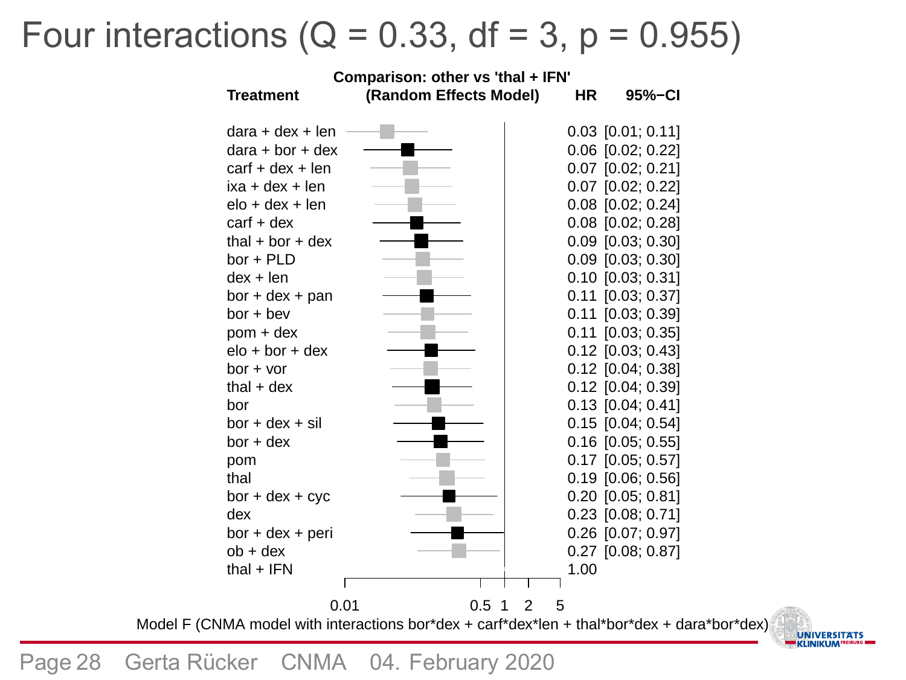# Four interactions ($Q = 0.33$, $df = 3$, $p = 0.955$)

**Comparison: other vs 'thal + IFN'**
**(Random Effects Model)**

| Treatment | HR | 95%-CI |
|---|---|---|
| dara + dex + len | 0.03 | [0.01; 0.11] |
| dara + bor + dex | 0.06 | [0.02; 0.22] |
| carf + dex + len | 0.07 | [0.02; 0.21] |
| ixa + dex + len | 0.07 | [0.02; 0.22] |
| elo + dex + len | 0.08 | [0.02; 0.24] |
| carf + dex | 0.08 | [0.02; 0.28] |
| thal + bor + dex | 0.09 | [0.03; 0.30] |
| bor + PLD | 0.09 | [0.03; 0.30] |
| dex + len | 0.10 | [0.03; 0.31] |
| bor + dex + pan | 0.11 | [0.03; 0.37] |
| bor + bev | 0.11 | [0.03; 0.39] |
| pom + dex | 0.11 | [0.03; 0.35] |
| elo + bor + dex | 0.12 | [0.03; 0.43] |
| bor + vor | 0.12 | [0.04; 0.38] |
| thal + dex | 0.12 | [0.04; 0.39] |
| bor | 0.13 | [0.04; 0.41] |
| bor + dex + sil | 0.15 | [0.04; 0.54] |
| bor + dex | 0.16 | [0.05; 0.55] |
| pom | 0.17 | [0.05; 0.57] |
| thal | 0.19 | [0.06; 0.56] |
| bor + dex + cyc | 0.20 | [0.05; 0.81] |
| dex | 0.23 | [0.08; 0.71] |
| bor + dex + peri | 0.26 | [0.07; 0.97] |
| ob + dex | 0.27 | [0.08; 0.87] |
| thal + IFN | 1.00 | |

Model F (CNMA model with interactions bor*dex + carf*dex*len + thal*bor*dex + dara*bor*dex)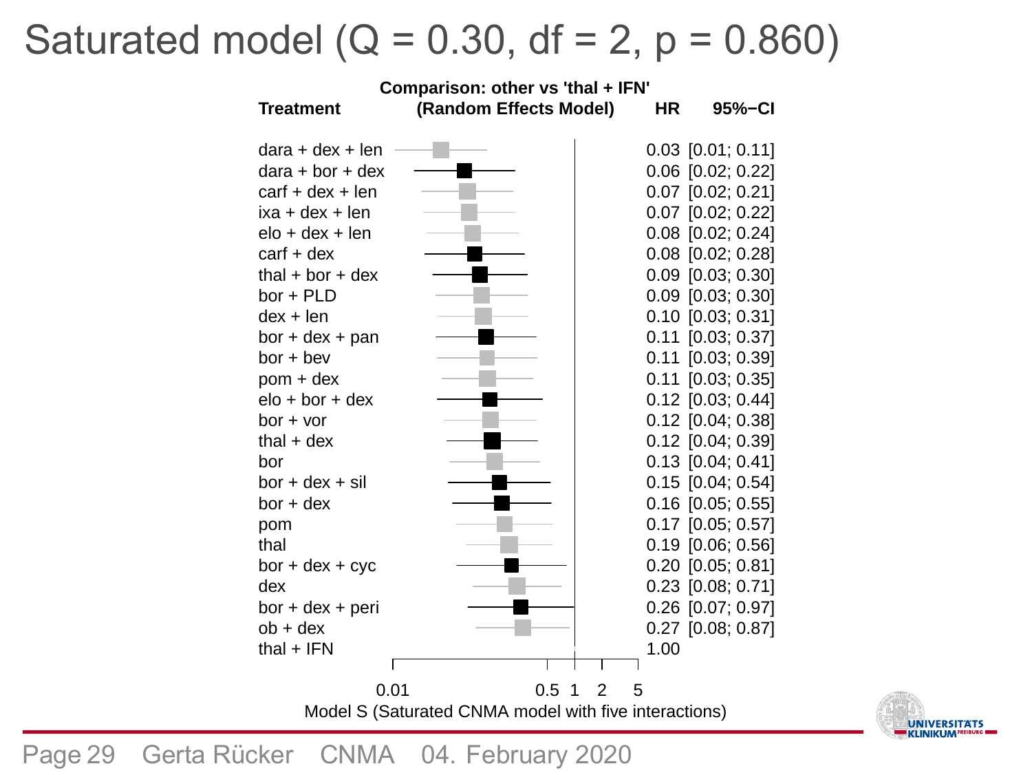# Saturated model (Q = 0.30, df = 2, p = 0.860)

**Comparison: other vs 'thal + IFN' (Random Effects Model)**

| Treatment | HR | 95%-CI |
|---|---|---|
| dara + dex + len | 0.03 | [0.01; 0.11] |
| dara + bor + dex | 0.06 | [0.02; 0.22] |
| carf + dex + len | 0.07 | [0.02; 0.21] |
| ixa + dex + len | 0.07 | [0.02; 0.22] |
| elo + dex + len | 0.08 | [0.02; 0.24] |
| carf + dex | 0.08 | [0.02; 0.28] |
| thal + bor + dex | 0.09 | [0.03; 0.30] |
| bor + PLD | 0.09 | [0.03; 0.30] |
| dex + len | 0.10 | [0.03; 0.31] |
| bor + dex + pan | 0.11 | [0.03; 0.37] |
| bor + bev | 0.11 | [0.03; 0.39] |
| pom + dex | 0.11 | [0.03; 0.35] |
| elo + bor + dex | 0.12 | [0.03; 0.44] |
| bor + vor | 0.12 | [0.04; 0.38] |
| thal + dex | 0.12 | [0.04; 0.39] |
| bor | 0.13 | [0.04; 0.41] |
| bor + dex + sil | 0.15 | [0.04; 0.54] |
| bor + dex | 0.16 | [0.05; 0.55] |
| pom | 0.17 | [0.05; 0.57] |
| thal | 0.19 | [0.06; 0.56] |
| bor + dex + cyc | 0.20 | [0.05; 0.81] |
| dex | 0.23 | [0.08; 0.71] |
| bor + dex + peri | 0.26 | [0.07; 0.97] |
| ob + dex | 0.27 | [0.08; 0.87] |
| thal + IFN | 1.00 | |

Model S (Saturated CNMA model with five interactions)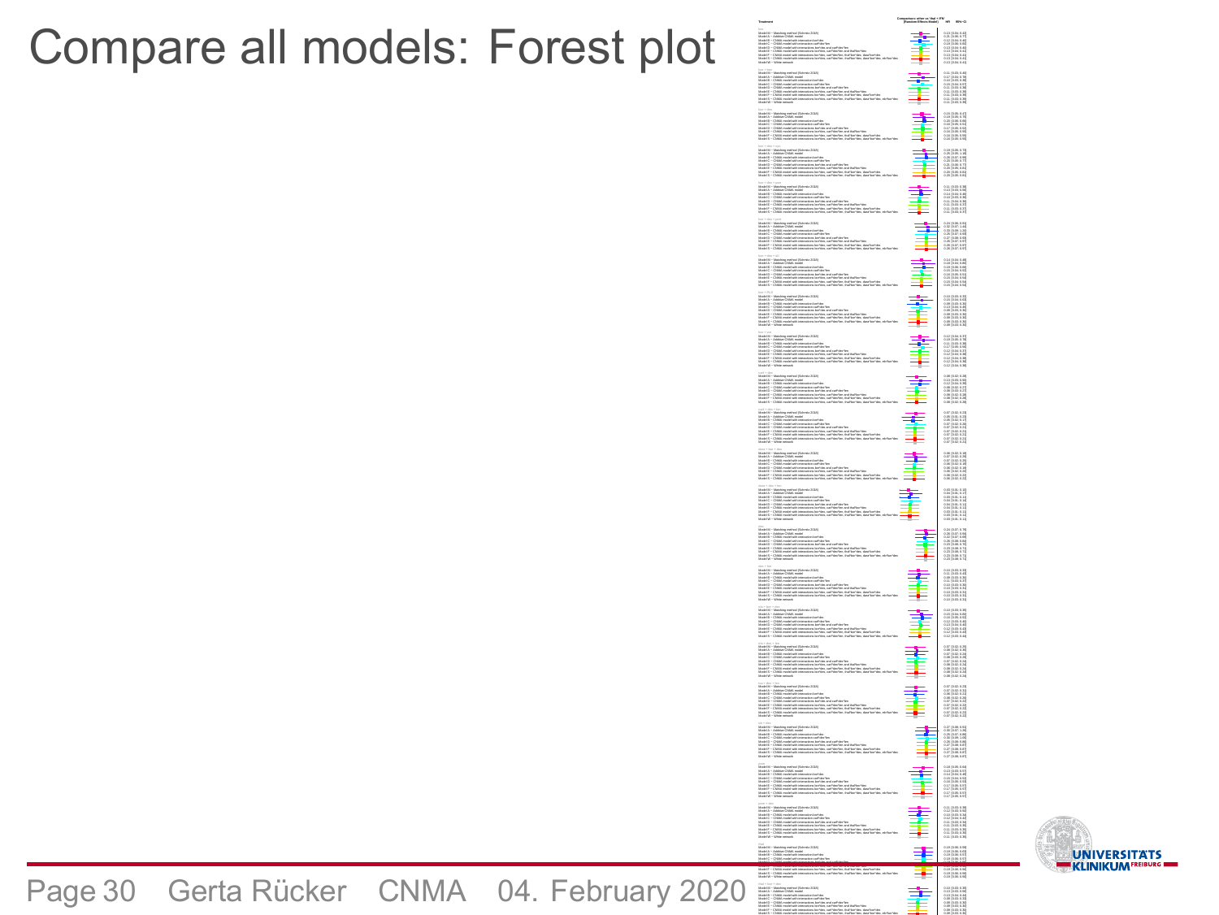# Compare all models: Forest plot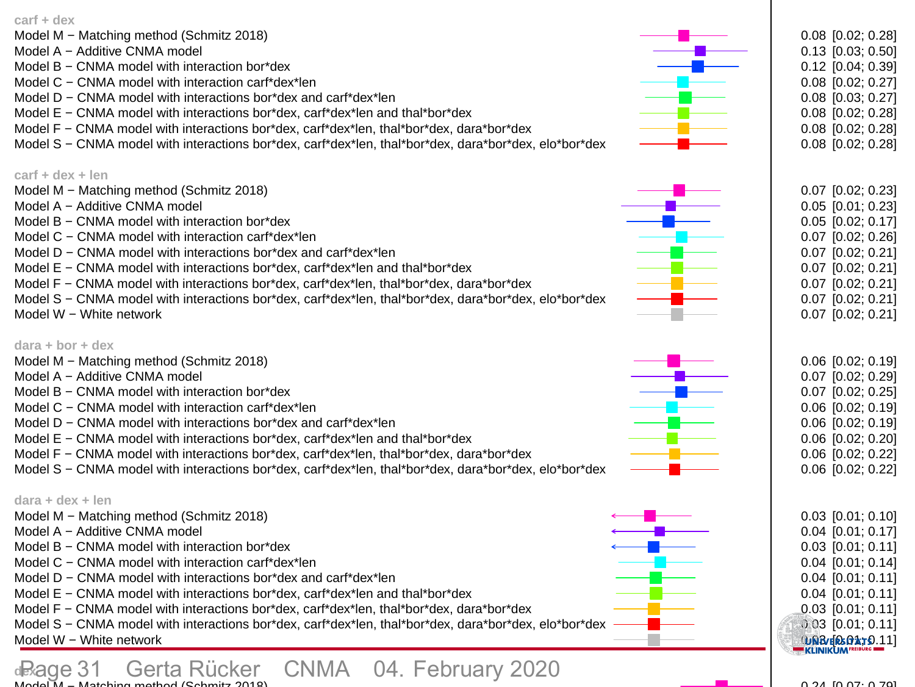**carf + dex**

| Model | Estimate [95% CI] |
|---|---|
| Model M − Matching method (Schmitz 2018) | 0.08 [0.02; 0.28] |
| Model A − Additive CNMA model | 0.13 [0.03; 0.50] |
| Model B − CNMA model with interaction bor*dex | 0.12 [0.04; 0.39] |
| Model C − CNMA model with interaction carf*dex*len | 0.08 [0.02; 0.27] |
| Model D − CNMA model with interactions bor*dex and carf*dex*len | 0.08 [0.03; 0.27] |
| Model E − CNMA model with interactions bor*dex, carf*dex*len and thal*bor*dex | 0.08 [0.02; 0.28] |
| Model F − CNMA model with interactions bor*dex, carf*dex*len, thal*bor*dex, dara*bor*dex | 0.08 [0.02; 0.28] |
| Model S − CNMA model with interactions bor*dex, carf*dex*len, thal*bor*dex, dara*bor*dex, elo*bor*dex | 0.08 [0.02; 0.28] |

**carf + dex + len**

| Model | Estimate [95% CI] |
|---|---|
| Model M − Matching method (Schmitz 2018) | 0.07 [0.02; 0.23] |
| Model A − Additive CNMA model | 0.05 [0.01; 0.23] |
| Model B − CNMA model with interaction bor*dex | 0.05 [0.02; 0.17] |
| Model C − CNMA model with interaction carf*dex*len | 0.07 [0.02; 0.26] |
| Model D − CNMA model with interactions bor*dex and carf*dex*len | 0.07 [0.02; 0.21] |
| Model E − CNMA model with interactions bor*dex, carf*dex*len and thal*bor*dex | 0.07 [0.02; 0.21] |
| Model F − CNMA model with interactions bor*dex, carf*dex*len, thal*bor*dex, dara*bor*dex | 0.07 [0.02; 0.21] |
| Model S − CNMA model with interactions bor*dex, carf*dex*len, thal*bor*dex, dara*bor*dex, elo*bor*dex | 0.07 [0.02; 0.21] |
| Model W − White network | 0.07 [0.02; 0.21] |

**dara + bor + dex**

| Model | Estimate [95% CI] |
|---|---|
| Model M − Matching method (Schmitz 2018) | 0.06 [0.02; 0.19] |
| Model A − Additive CNMA model | 0.07 [0.02; 0.29] |
| Model B − CNMA model with interaction bor*dex | 0.07 [0.02; 0.25] |
| Model C − CNMA model with interaction carf*dex*len | 0.06 [0.02; 0.19] |
| Model D − CNMA model with interactions bor*dex and carf*dex*len | 0.06 [0.02; 0.19] |
| Model E − CNMA model with interactions bor*dex, carf*dex*len and thal*bor*dex | 0.06 [0.02; 0.20] |
| Model F − CNMA model with interactions bor*dex, carf*dex*len, thal*bor*dex, dara*bor*dex | 0.06 [0.02; 0.22] |
| Model S − CNMA model with interactions bor*dex, carf*dex*len, thal*bor*dex, dara*bor*dex, elo*bor*dex | 0.06 [0.02; 0.22] |

**dara + dex + len**

| Model | Estimate [95% CI] |
|---|---|
| Model M − Matching method (Schmitz 2018) | 0.03 [0.01; 0.10] |
| Model A − Additive CNMA model | 0.04 [0.01; 0.17] |
| Model B − CNMA model with interaction bor*dex | 0.03 [0.01; 0.11] |
| Model C − CNMA model with interaction carf*dex*len | 0.04 [0.01; 0.14] |
| Model D − CNMA model with interactions bor*dex and carf*dex*len | 0.04 [0.01; 0.11] |
| Model E − CNMA model with interactions bor*dex, carf*dex*len and thal*bor*dex | 0.04 [0.01; 0.11] |
| Model F − CNMA model with interactions bor*dex, carf*dex*len, thal*bor*dex, dara*bor*dex | 0.03 [0.01; 0.11] |
| Model S − CNMA model with interactions bor*dex, carf*dex*len, thal*bor*dex, dara*bor*dex, elo*bor*dex | 0.03 [0.01; 0.11] |
| Model W − White network | 0.03 [0.01; 0.11] |

**dex**

| Model | Estimate [95% CI] |
|---|---|
| Model M − Matching method (Schmitz 2018) | 0.24 [0.07; 0.79] |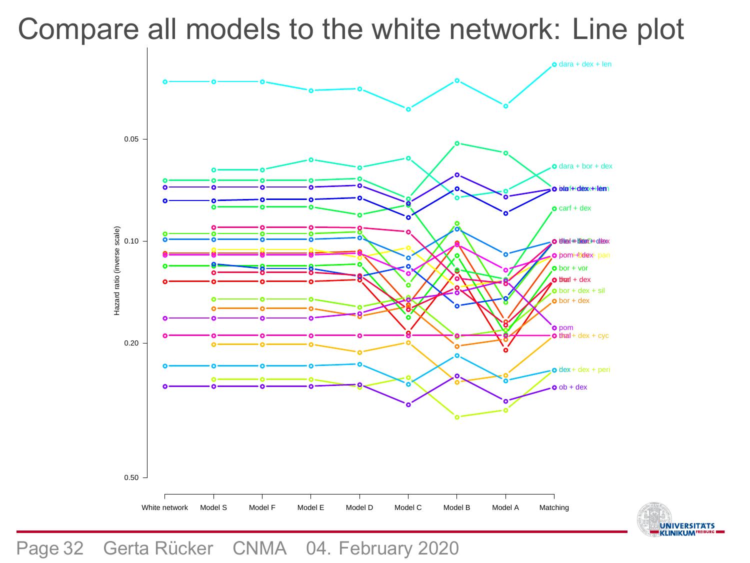# Compare all models to the white network: Line plot

Hazard ratio (inverse scale)

0.05

0.10

0.20

0.50

White network | Model S | Model F | Model E | Model D | Model C | Model B | Model A | Matching

dara + dex + len

dara + bor + dex

ixa + dex + len

carf + dex

thal + bor + dex

pom + dex

bor + vor

thal + dex

bor + dex + sil

bor + dex

pom

thal + dex + cyc

dex

ob + dex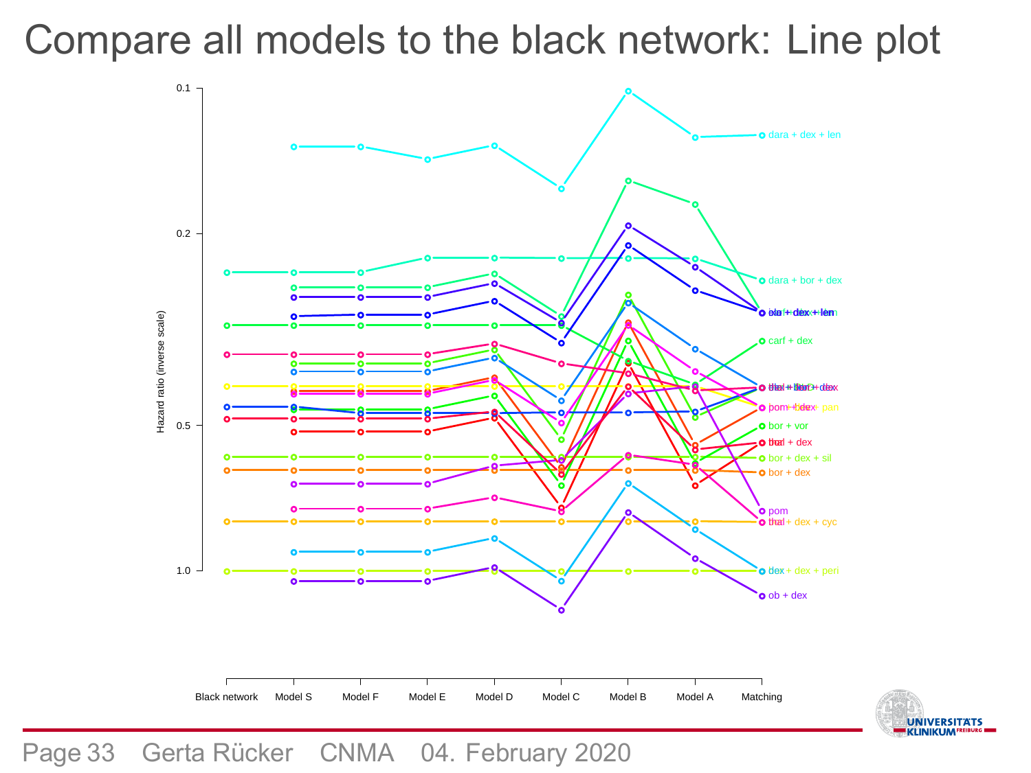# Compare all models to the black network: Line plot

Hazard ratio (inverse scale)

0.1

0.2

0.5

1.0

Black network | Model S | Model F | Model E | Model D | Model C | Model B | Model A | Matching

dara + dex + len

dara + bor + dex

ela + dex + len

carf + dex

thal + bor + dex

pom + dex

bor + vor

thal + dex

bor + dex + sil

bor + dex

pom

thal + dex + cyc

dex + dex + peri

ob + dex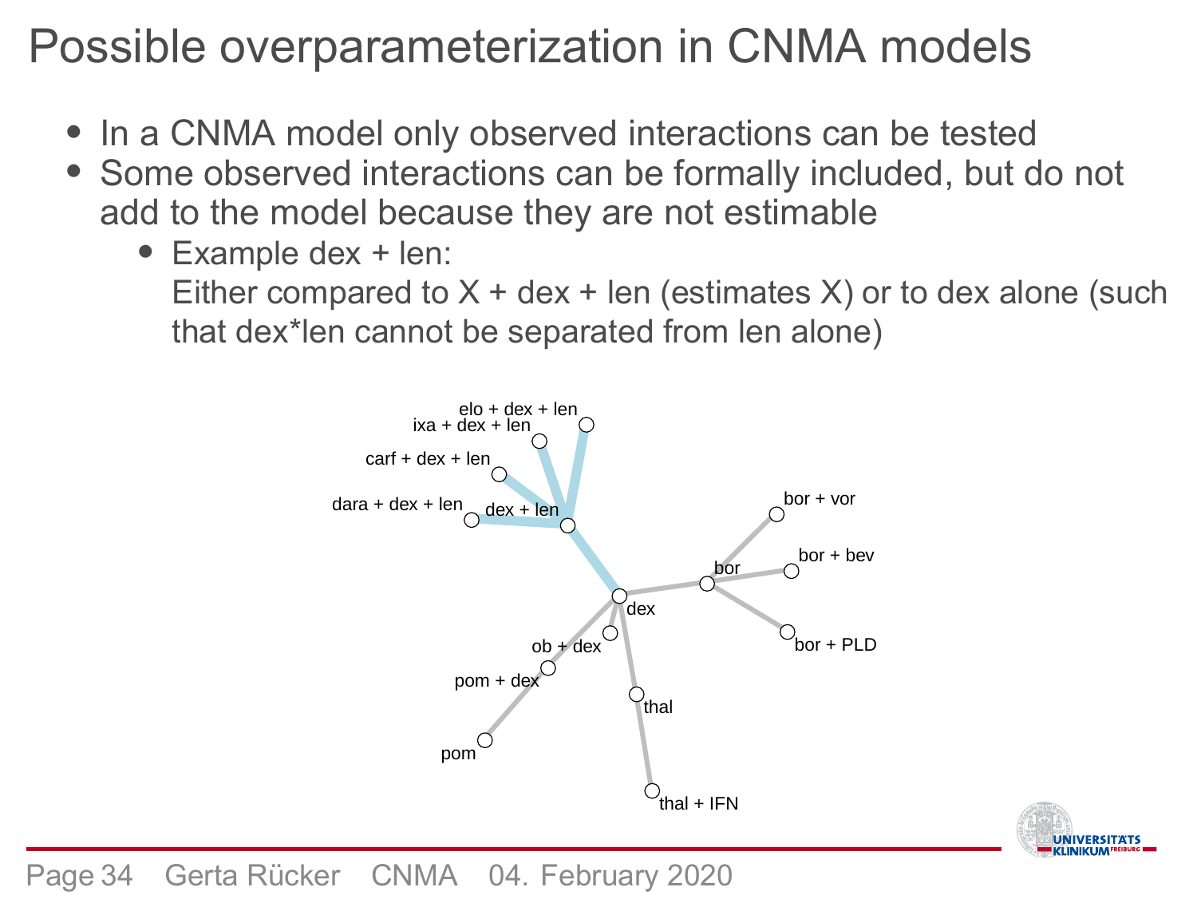# Possible overparameterization in CNMA models

- In a CNMA model only observed interactions can be tested
- Some observed interactions can be formally included, but do not add to the model because they are not estimable
  - Example dex + len:
    Either compared to X + dex + len (estimates X) or to dex alone (such that dex*len cannot be separated from len alone)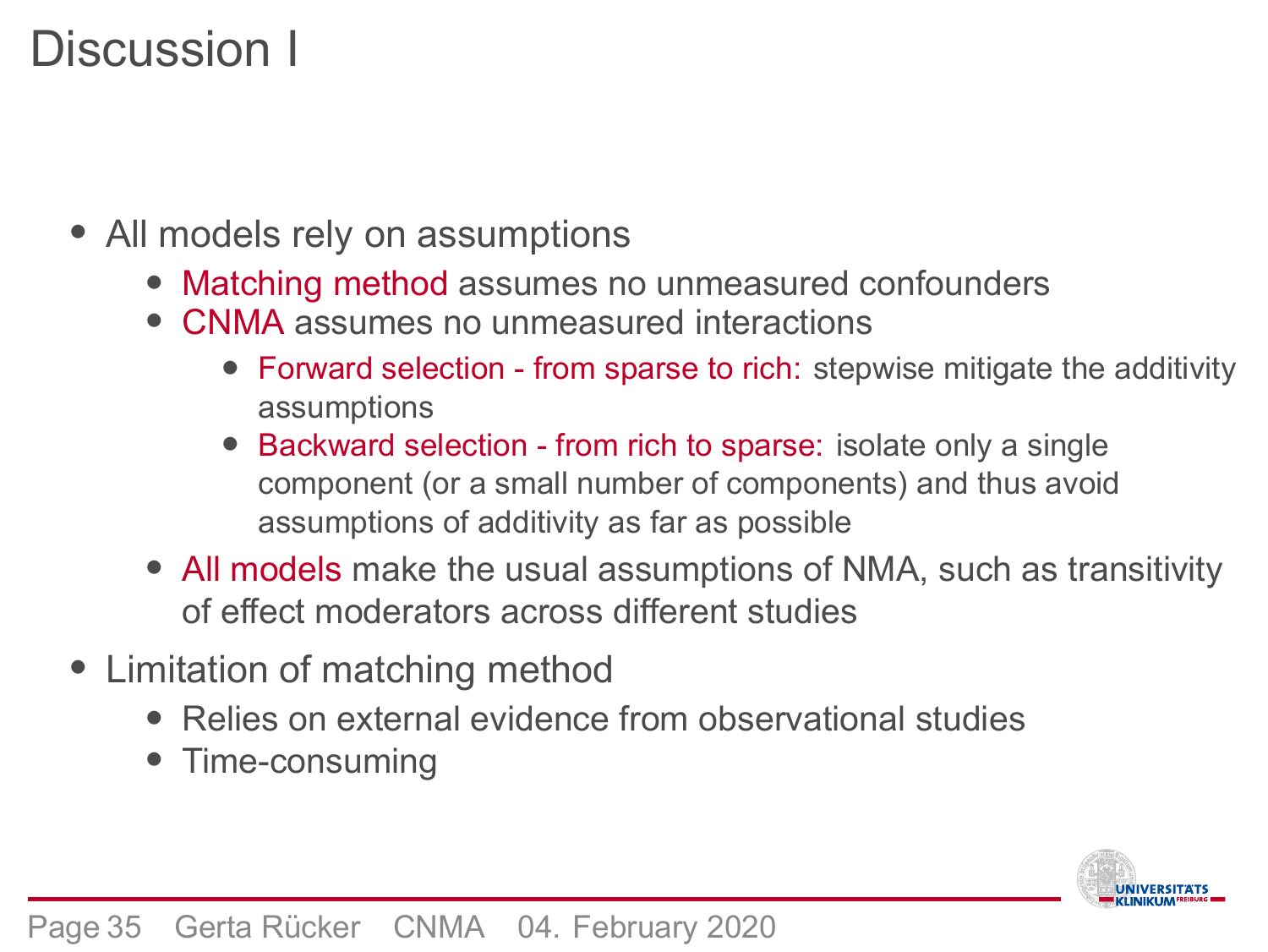# Discussion I

- All models rely on assumptions
  - Matching method assumes no unmeasured confounders
  - CNMA assumes no unmeasured interactions
    - Forward selection - from sparse to rich: stepwise mitigate the additivity assumptions
    - Backward selection - from rich to sparse: isolate only a single component (or a small number of components) and thus avoid assumptions of additivity as far as possible
  - All models make the usual assumptions of NMA, such as transitivity of effect moderators across different studies
- Limitation of matching method
  - Relies on external evidence from observational studies
  - Time-consuming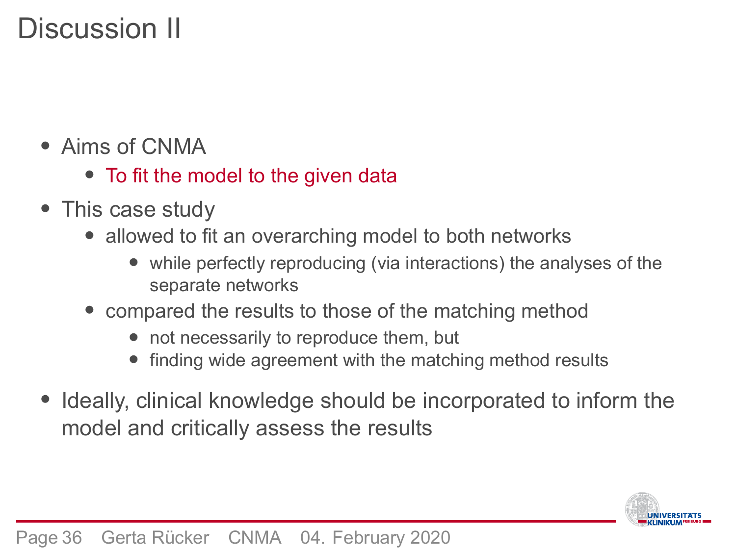# Discussion II

- Aims of CNMA
  - To fit the model to the given data
- This case study
  - allowed to fit an overarching model to both networks
    - while perfectly reproducing (via interactions) the analyses of the separate networks
  - compared the results to those of the matching method
    - not necessarily to reproduce them, but
    - finding wide agreement with the matching method results
- Ideally, clinical knowledge should be incorporated to inform the model and critically assess the results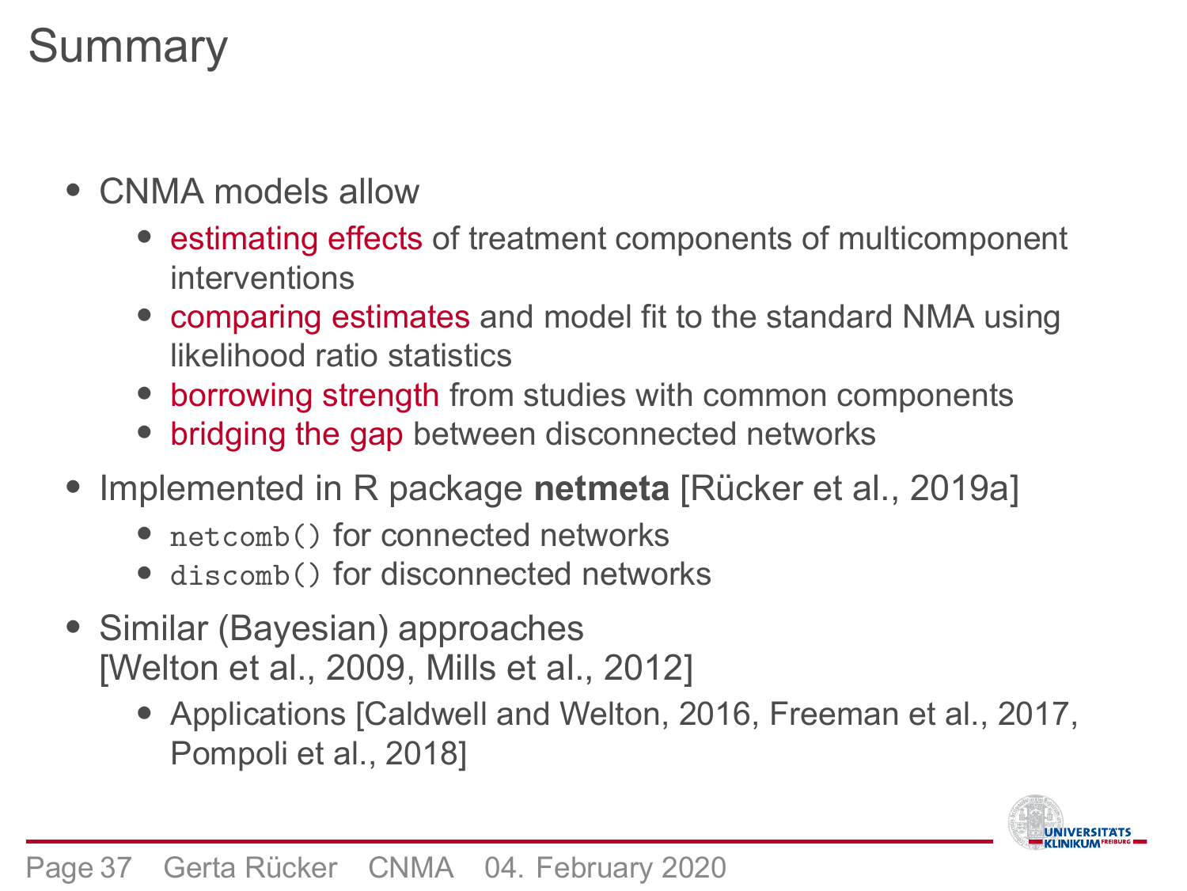# Summary

- CNMA models allow
  - estimating effects of treatment components of multicomponent interventions
  - comparing estimates and model fit to the standard NMA using likelihood ratio statistics
  - borrowing strength from studies with common components
  - bridging the gap between disconnected networks
- Implemented in R package **netmeta** [Rücker et al., 2019a]
  - `netcomb()` for connected networks
  - `discomb()` for disconnected networks
- Similar (Bayesian) approaches [Welton et al., 2009, Mills et al., 2012]
  - Applications [Caldwell and Welton, 2016, Freeman et al., 2017, Pompoli et al., 2018]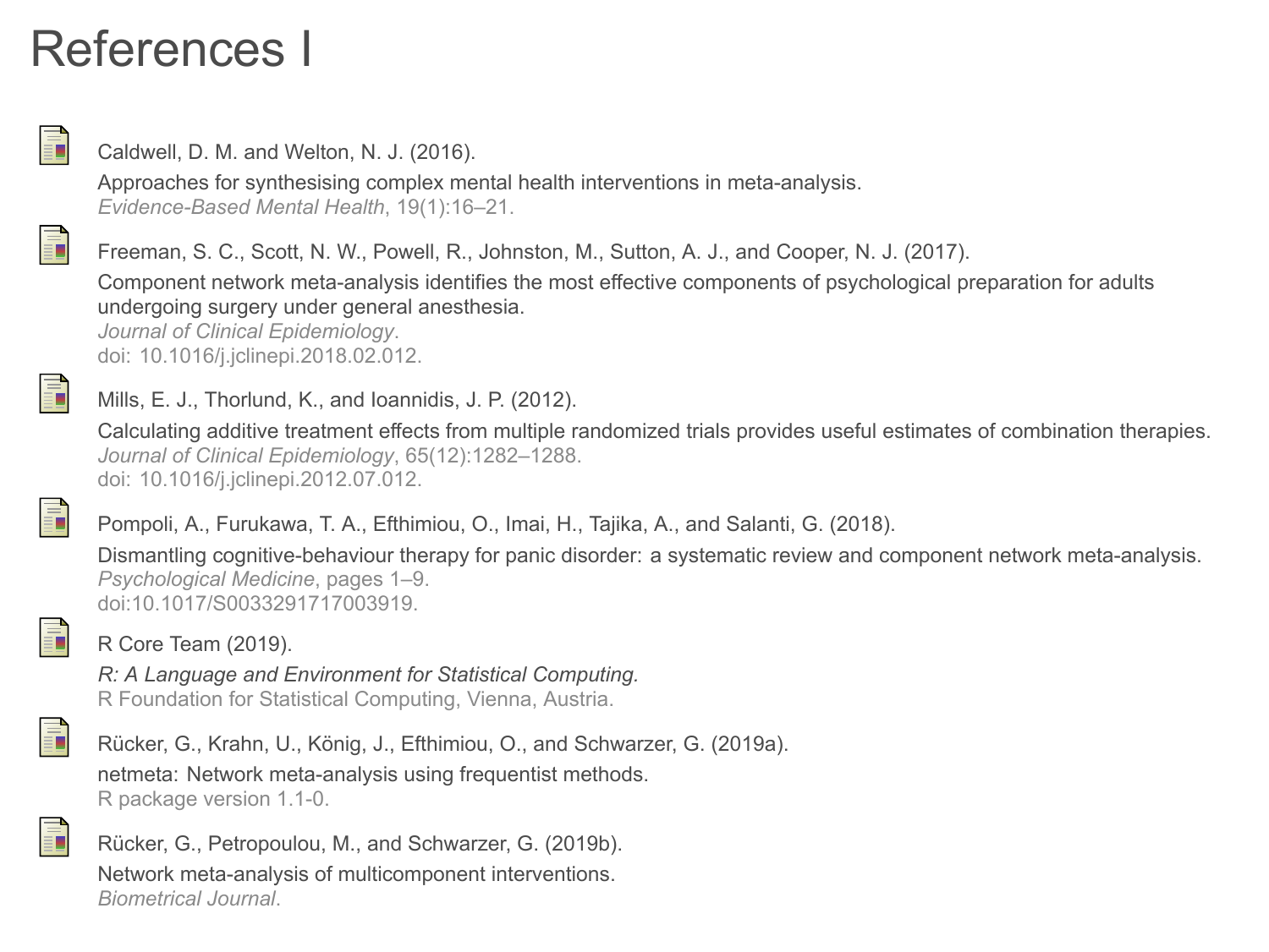# References I

- Caldwell, D. M. and Welton, N. J. (2016).
  Approaches for synthesising complex mental health interventions in meta-analysis.
  *Evidence-Based Mental Health*, 19(1):16–21.

- Freeman, S. C., Scott, N. W., Powell, R., Johnston, M., Sutton, A. J., and Cooper, N. J. (2017).
  Component network meta-analysis identifies the most effective components of psychological preparation for adults undergoing surgery under general anesthesia.
  *Journal of Clinical Epidemiology*.
  doi: 10.1016/j.jclinepi.2018.02.012.

- Mills, E. J., Thorlund, K., and Ioannidis, J. P. (2012).
  Calculating additive treatment effects from multiple randomized trials provides useful estimates of combination therapies.
  *Journal of Clinical Epidemiology*, 65(12):1282–1288.
  doi: 10.1016/j.jclinepi.2012.07.012.

- Pompoli, A., Furukawa, T. A., Efthimiou, O., Imai, H., Tajika, A., and Salanti, G. (2018).
  Dismantling cognitive-behaviour therapy for panic disorder: a systematic review and component network meta-analysis.
  *Psychological Medicine*, pages 1–9.
  doi:10.1017/S0033291717003919.

- R Core Team (2019).
  *R: A Language and Environment for Statistical Computing.*
  R Foundation for Statistical Computing, Vienna, Austria.

- Rücker, G., Krahn, U., König, J., Efthimiou, O., and Schwarzer, G. (2019a).
  netmeta: Network meta-analysis using frequentist methods.
  R package version 1.1-0.

- Rücker, G., Petropoulou, M., and Schwarzer, G. (2019b).
  Network meta-analysis of multicomponent interventions.
  *Biometrical Journal*.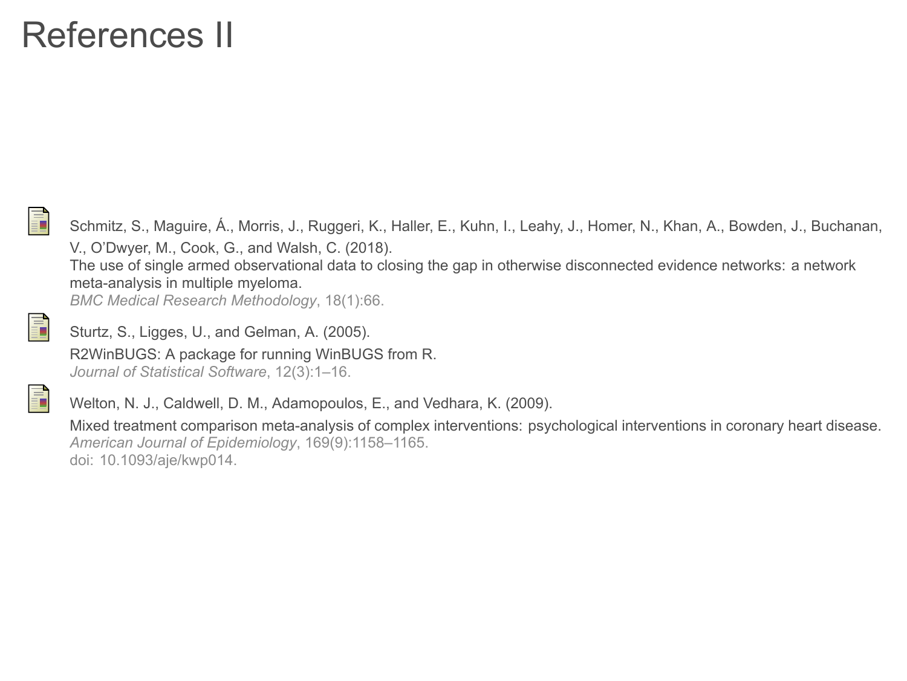# References II

- Schmitz, S., Maguire, Á., Morris, J., Ruggeri, K., Haller, E., Kuhn, I., Leahy, J., Homer, N., Khan, A., Bowden, J., Buchanan, V., O'Dwyer, M., Cook, G., and Walsh, C. (2018).
  The use of single armed observational data to closing the gap in otherwise disconnected evidence networks: a network meta-analysis in multiple myeloma.
  *BMC Medical Research Methodology*, 18(1):66.

- Sturtz, S., Ligges, U., and Gelman, A. (2005).
  R2WinBUGS: A package for running WinBUGS from R.
  *Journal of Statistical Software*, 12(3):1–16.

- Welton, N. J., Caldwell, D. M., Adamopoulos, E., and Vedhara, K. (2009).
  Mixed treatment comparison meta-analysis of complex interventions: psychological interventions in coronary heart disease.
  *American Journal of Epidemiology*, 169(9):1158–1165.
  doi: 10.1093/aje/kwp014.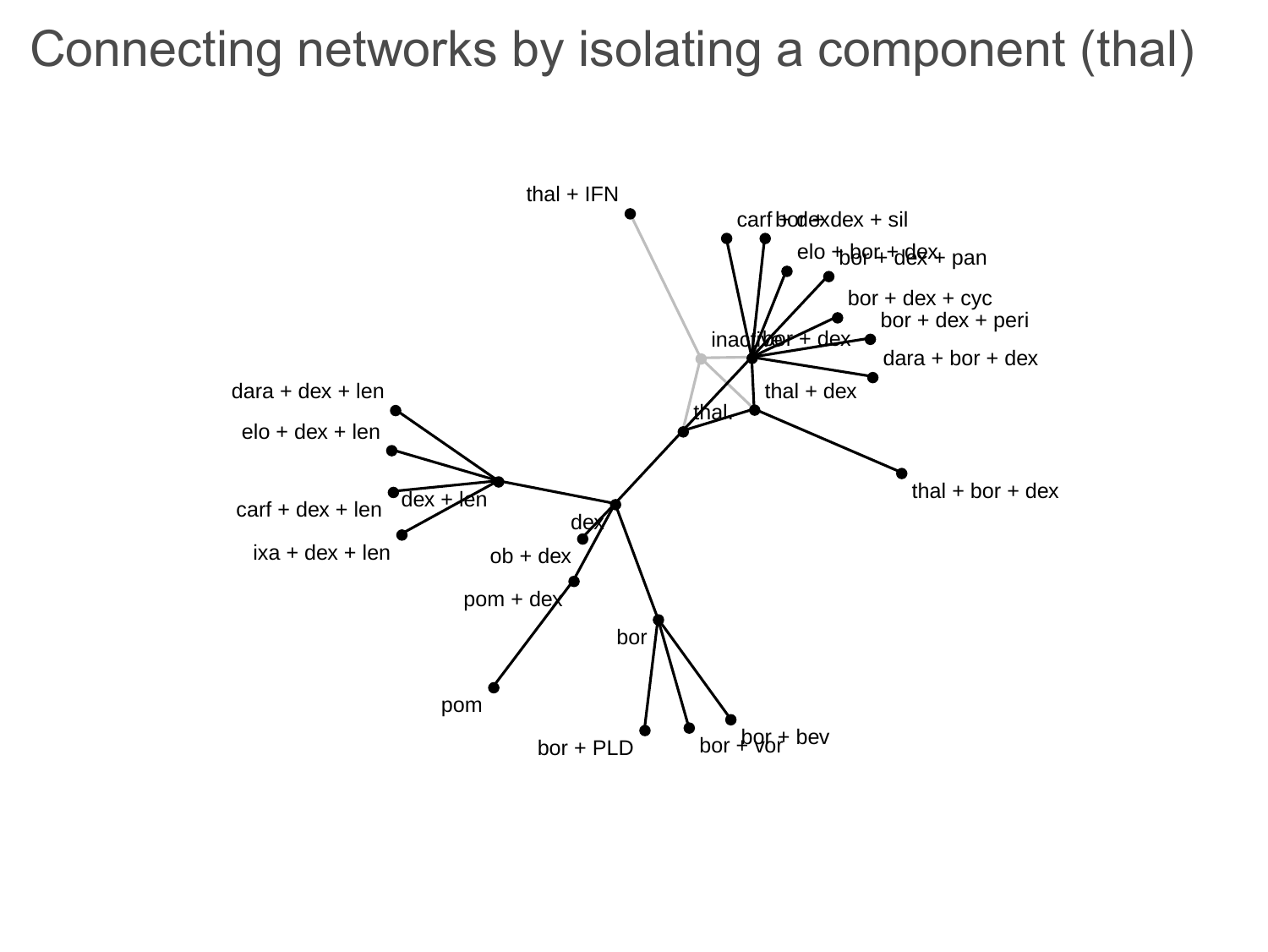# Connecting networks by isolating a component (thal)

thal + IFN
carf + dex
bor + dex + sil
elo + bor + dex
bor + dex + pan
bor + dex + cyc
bor + dex + peri
inactive
bor + dex
dara + bor + dex
dara + dex + len
thal + dex
thal
elo + dex + len
thal + bor + dex
dex + len
carf + dex + len
dex
ixa + dex + len
ob + dex
pom + dex
bor
pom
bor + bev
bor + vor
bor + PLD